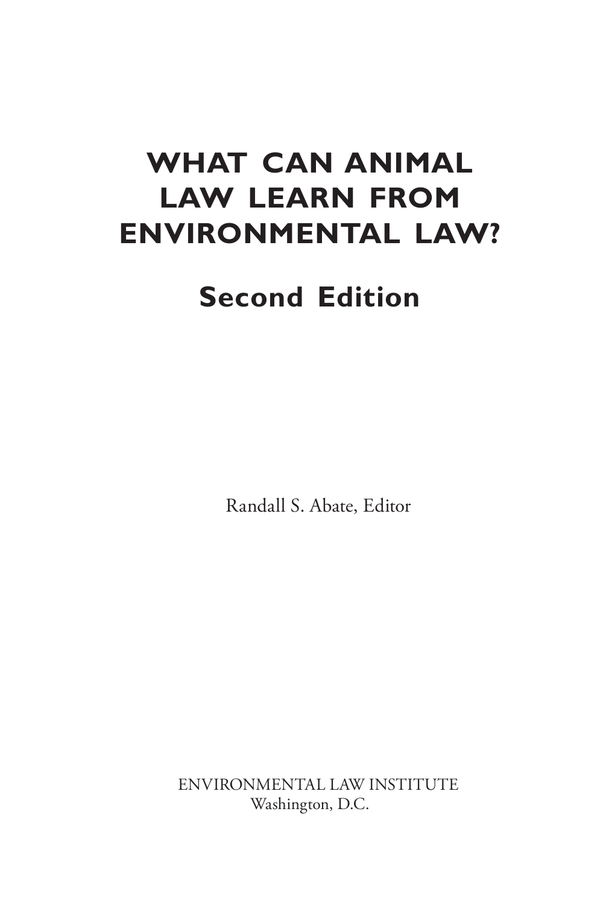# WHAT CAN ANIMAL LAW LEARN FROM ENVIRONMENTAL LAW?

## Second Edition

Randall S. Abate, Editor

ENVIRONMENTAL LAW INSTITUTE
Washington, D.C.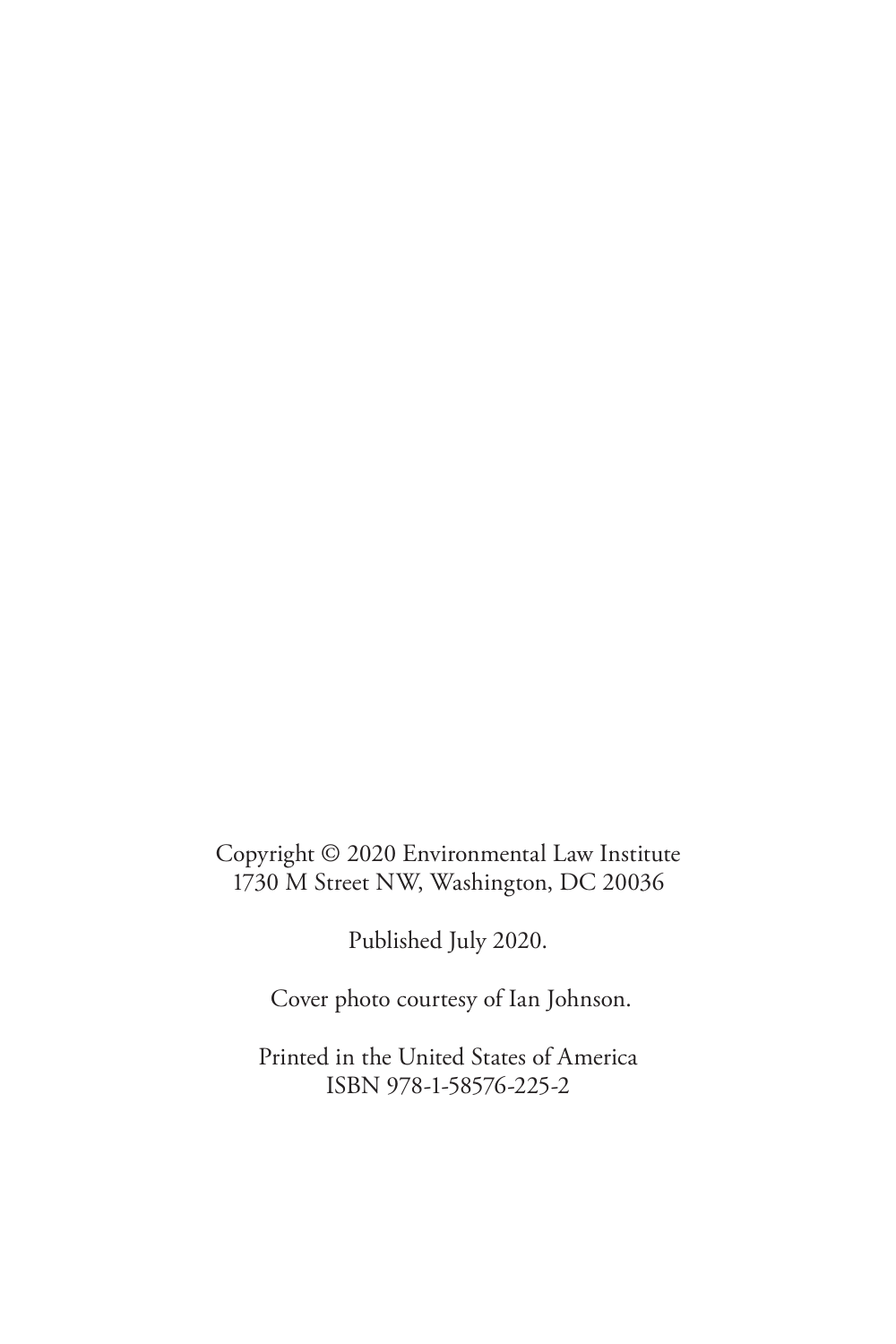Copyright © 2020 Environmental Law Institute
1730 M Street NW, Washington, DC 20036

Published July 2020.

Cover photo courtesy of Ian Johnson.

Printed in the United States of America
ISBN 978-1-58576-225-2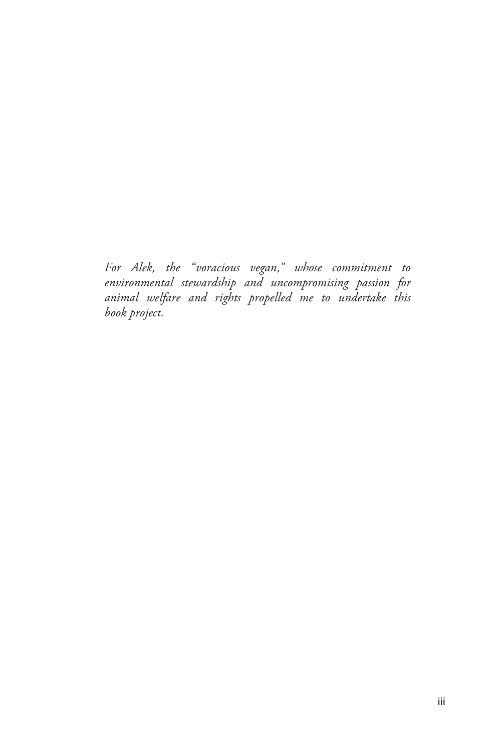*For Alek, the "voracious vegan," whose commitment to environmental stewardship and uncompromising passion for animal welfare and rights propelled me to undertake this book project.*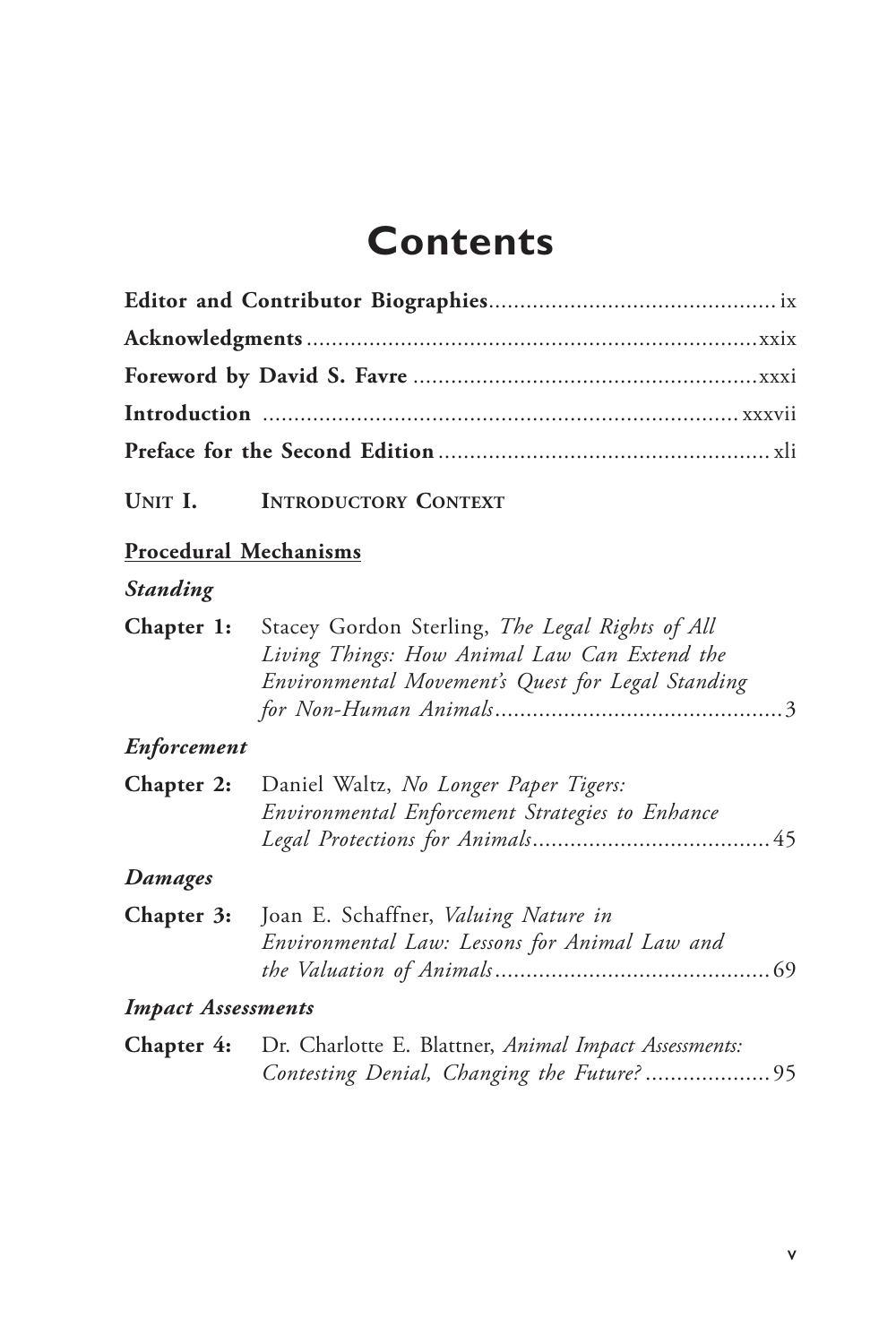# Contents

**Editor and Contributor Biographies** ix

**Acknowledgments** xxix

**Foreword by David S. Favre** xxxi

**Introduction** xxxvii

**Preface for the Second Edition** xli

**UNIT I. INTRODUCTORY CONTEXT**

**Procedural Mechanisms**

***Standing***

**Chapter 1:** Stacey Gordon Sterling, *The Legal Rights of All Living Things: How Animal Law Can Extend the Environmental Movement's Quest for Legal Standing for Non-Human Animals* 3

***Enforcement***

**Chapter 2:** Daniel Waltz, *No Longer Paper Tigers: Environmental Enforcement Strategies to Enhance Legal Protections for Animals* 45

***Damages***

**Chapter 3:** Joan E. Schaffner, *Valuing Nature in Environmental Law: Lessons for Animal Law and the Valuation of Animals* 69

***Impact Assessments***

**Chapter 4:** Dr. Charlotte E. Blattner, *Animal Impact Assessments: Contesting Denial, Changing the Future?* 95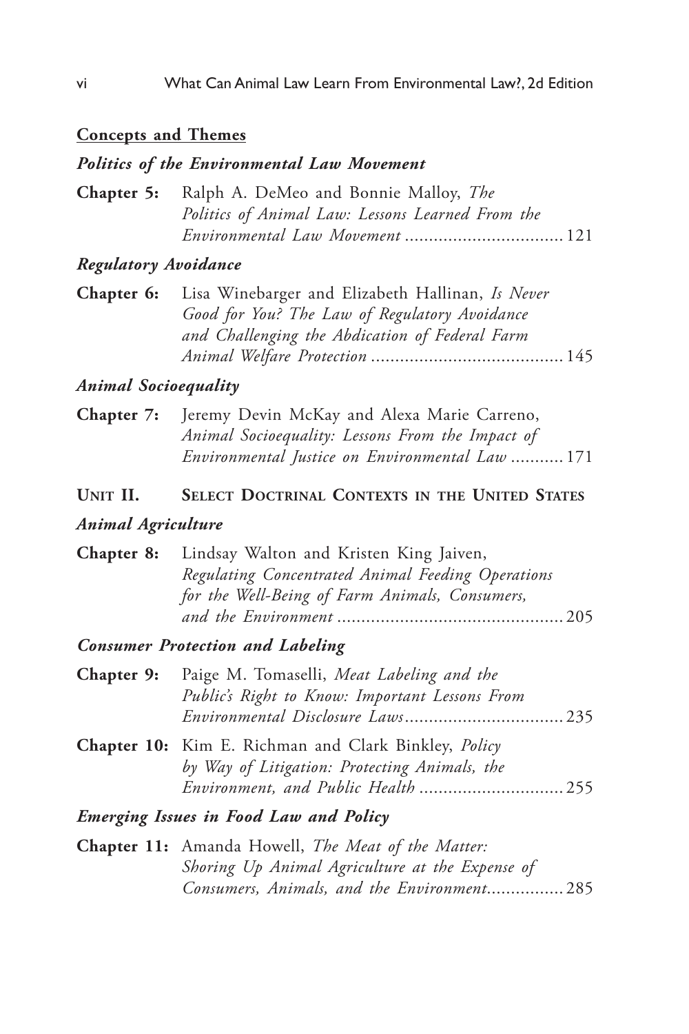**<u>Concepts and Themes</u>**

***Politics of the Environmental Law Movement***

**Chapter 5:** Ralph A. DeMeo and Bonnie Malloy, *The Politics of Animal Law: Lessons Learned From the Environmental Law Movement* ................................ 121

***Regulatory Avoidance***

**Chapter 6:** Lisa Winebarger and Elizabeth Hallinan, *Is Never Good for You? The Law of Regulatory Avoidance and Challenging the Abdication of Federal Farm Animal Welfare Protection* ....................................... 145

***Animal Socioequality***

**Chapter 7:** Jeremy Devin McKay and Alexa Marie Carreno, *Animal Socioequality: Lessons From the Impact of Environmental Justice on Environmental Law* .......... 171

**UNIT II. SELECT DOCTRINAL CONTEXTS IN THE UNITED STATES**

***Animal Agriculture***

**Chapter 8:** Lindsay Walton and Kristen King Jaiven, *Regulating Concentrated Animal Feeding Operations for the Well-Being of Farm Animals, Consumers, and the Environment* ............................................. 205

***Consumer Protection and Labeling***

**Chapter 9:** Paige M. Tomaselli, *Meat Labeling and the Public's Right to Know: Important Lessons From Environmental Disclosure Laws* ................................ 235

**Chapter 10:** Kim E. Richman and Clark Binkley, *Policy by Way of Litigation: Protecting Animals, the Environment, and Public Health* ............................. 255

***Emerging Issues in Food Law and Policy***

**Chapter 11:** Amanda Howell, *The Meat of the Matter: Shoring Up Animal Agriculture at the Expense of Consumers, Animals, and the Environment* ............... 285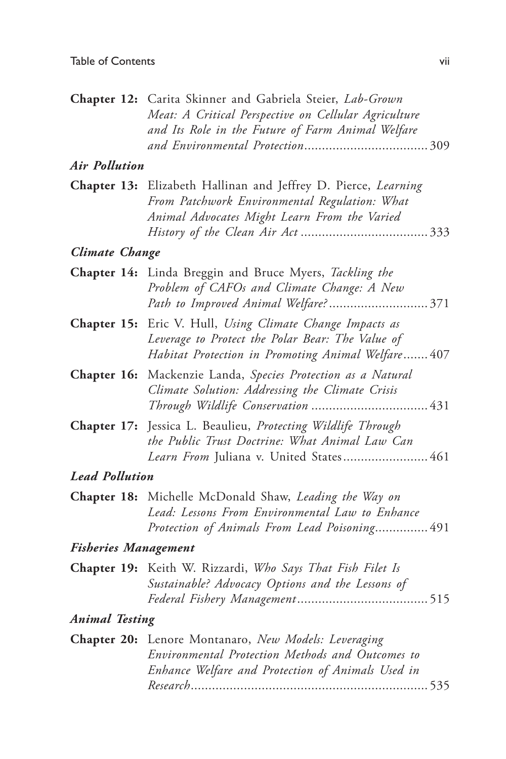**Chapter 12:** Carita Skinner and Gabriela Steier, *Lab-Grown Meat: A Critical Perspective on Cellular Agriculture and Its Role in the Future of Farm Animal Welfare and Environmental Protection*.................................. 309

***Air Pollution***

**Chapter 13:** Elizabeth Hallinan and Jeffrey D. Pierce, *Learning From Patchwork Environmental Regulation: What Animal Advocates Might Learn From the Varied History of the Clean Air Act*.................................... 333

***Climate Change***

**Chapter 14:** Linda Breggin and Bruce Myers, *Tackling the Problem of CAFOs and Climate Change: A New Path to Improved Animal Welfare?*............................ 371

**Chapter 15:** Eric V. Hull, *Using Climate Change Impacts as Leverage to Protect the Polar Bear: The Value of Habitat Protection in Promoting Animal Welfare*....... 407

**Chapter 16:** Mackenzie Landa, *Species Protection as a Natural Climate Solution: Addressing the Climate Crisis Through Wildlife Conservation*................................. 431

**Chapter 17:** Jessica L. Beaulieu, *Protecting Wildlife Through the Public Trust Doctrine: What Animal Law Can Learn From* Juliana v. United States........................ 461

***Lead Pollution***

**Chapter 18:** Michelle McDonald Shaw, *Leading the Way on Lead: Lessons From Environmental Law to Enhance Protection of Animals From Lead Poisoning*............... 491

***Fisheries Management***

**Chapter 19:** Keith W. Rizzardi, *Who Says That Fish Filet Is Sustainable? Advocacy Options and the Lessons of Federal Fishery Management*..................................... 515

***Animal Testing***

**Chapter 20:** Lenore Montanaro, *New Models: Leveraging Environmental Protection Methods and Outcomes to Enhance Welfare and Protection of Animals Used in Research*................................................................... 535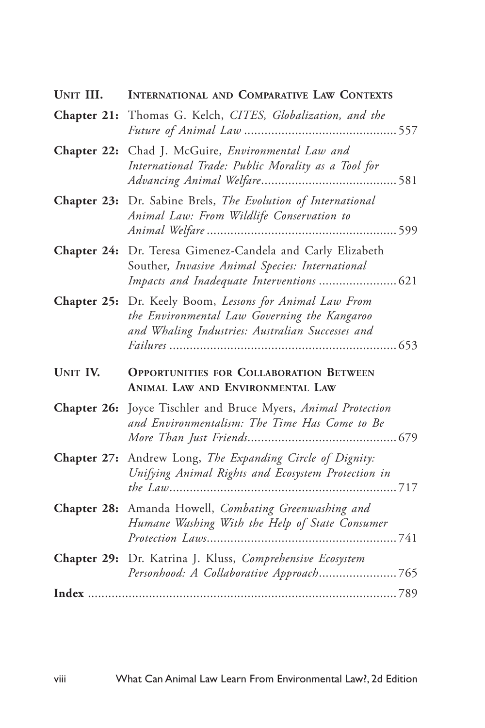**UNIT III. INTERNATIONAL AND COMPARATIVE LAW CONTEXTS**

**Chapter 21:** Thomas G. Kelch, *CITES, Globalization, and the Future of Animal Law* ............................................ 557

**Chapter 22:** Chad J. McGuire, *Environmental Law and International Trade: Public Morality as a Tool for Advancing Animal Welfare* ........................................ 581

**Chapter 23:** Dr. Sabine Brels, *The Evolution of International Animal Law: From Wildlife Conservation to Animal Welfare* ........................................................ 599

**Chapter 24:** Dr. Teresa Gimenez-Candela and Carly Elizabeth Souther, *Invasive Animal Species: International Impacts and Inadequate Interventions* ....................... 621

**Chapter 25:** Dr. Keely Boom, *Lessons for Animal Law From the Environmental Law Governing the Kangaroo and Whaling Industries: Australian Successes and Failures* ................................................................... 653

**UNIT IV. OPPORTUNITIES FOR COLLABORATION BETWEEN ANIMAL LAW AND ENVIRONMENTAL LAW**

**Chapter 26:** Joyce Tischler and Bruce Myers, *Animal Protection and Environmentalism: The Time Has Come to Be More Than Just Friends* ............................................ 679

**Chapter 27:** Andrew Long, *The Expanding Circle of Dignity: Unifying Animal Rights and Ecosystem Protection in the Law* ................................................................... 717

**Chapter 28:** Amanda Howell, *Combating Greenwashing and Humane Washing With the Help of State Consumer Protection Laws* ........................................................ 741

**Chapter 29:** Dr. Katrina J. Kluss, *Comprehensive Ecosystem Personhood: A Collaborative Approach* ....................... 765

**Index** ........................................................................................ 789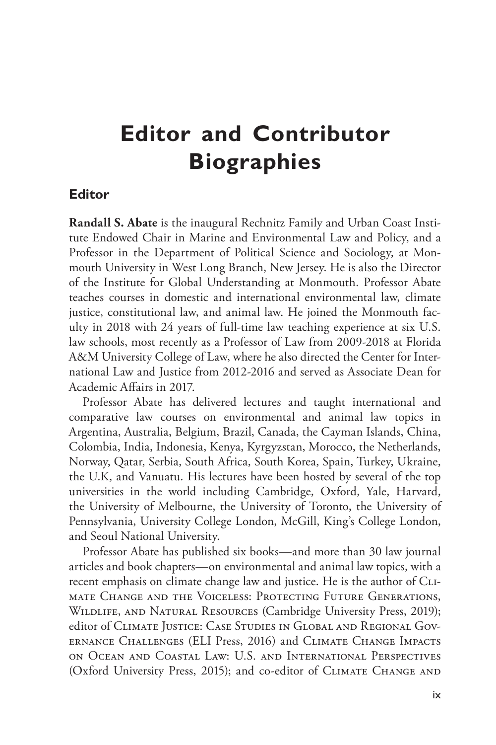# Editor and Contributor Biographies

## Editor

**Randall S. Abate** is the inaugural Rechnitz Family and Urban Coast Institute Endowed Chair in Marine and Environmental Law and Policy, and a Professor in the Department of Political Science and Sociology, at Monmouth University in West Long Branch, New Jersey. He is also the Director of the Institute for Global Understanding at Monmouth. Professor Abate teaches courses in domestic and international environmental law, climate justice, constitutional law, and animal law. He joined the Monmouth faculty in 2018 with 24 years of full-time law teaching experience at six U.S. law schools, most recently as a Professor of Law from 2009-2018 at Florida A&M University College of Law, where he also directed the Center for International Law and Justice from 2012-2016 and served as Associate Dean for Academic Affairs in 2017.

Professor Abate has delivered lectures and taught international and comparative law courses on environmental and animal law topics in Argentina, Australia, Belgium, Brazil, Canada, the Cayman Islands, China, Colombia, India, Indonesia, Kenya, Kyrgyzstan, Morocco, the Netherlands, Norway, Qatar, Serbia, South Africa, South Korea, Spain, Turkey, Ukraine, the U.K, and Vanuatu. His lectures have been hosted by several of the top universities in the world including Cambridge, Oxford, Yale, Harvard, the University of Melbourne, the University of Toronto, the University of Pennsylvania, University College London, McGill, King's College London, and Seoul National University.

Professor Abate has published six books—and more than 30 law journal articles and book chapters—on environmental and animal law topics, with a recent emphasis on climate change law and justice. He is the author of Climate Change and the Voiceless: Protecting Future Generations, Wildlife, and Natural Resources (Cambridge University Press, 2019); editor of Climate Justice: Case Studies in Global and Regional Governance Challenges (ELI Press, 2016) and Climate Change Impacts on Ocean and Coastal Law: U.S. and International Perspectives (Oxford University Press, 2015); and co-editor of Climate Change and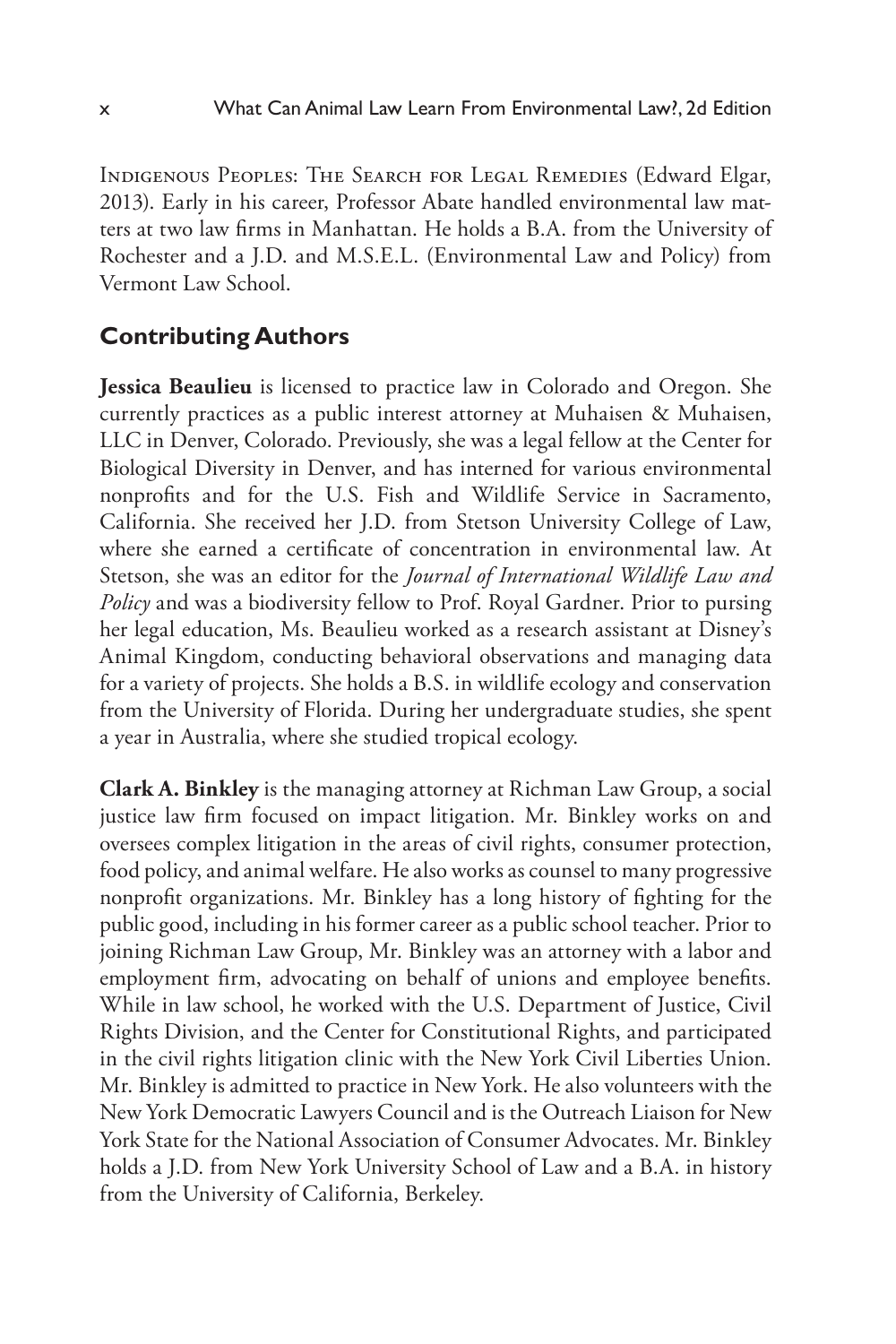Indigenous Peoples: The Search for Legal Remedies (Edward Elgar, 2013). Early in his career, Professor Abate handled environmental law matters at two law firms in Manhattan. He holds a B.A. from the University of Rochester and a J.D. and M.S.E.L. (Environmental Law and Policy) from Vermont Law School.

## Contributing Authors

**Jessica Beaulieu** is licensed to practice law in Colorado and Oregon. She currently practices as a public interest attorney at Muhaisen & Muhaisen, LLC in Denver, Colorado. Previously, she was a legal fellow at the Center for Biological Diversity in Denver, and has interned for various environmental nonprofits and for the U.S. Fish and Wildlife Service in Sacramento, California. She received her J.D. from Stetson University College of Law, where she earned a certificate of concentration in environmental law. At Stetson, she was an editor for the *Journal of International Wildlife Law and Policy* and was a biodiversity fellow to Prof. Royal Gardner. Prior to pursing her legal education, Ms. Beaulieu worked as a research assistant at Disney's Animal Kingdom, conducting behavioral observations and managing data for a variety of projects. She holds a B.S. in wildlife ecology and conservation from the University of Florida. During her undergraduate studies, she spent a year in Australia, where she studied tropical ecology.

**Clark A. Binkley** is the managing attorney at Richman Law Group, a social justice law firm focused on impact litigation. Mr. Binkley works on and oversees complex litigation in the areas of civil rights, consumer protection, food policy, and animal welfare. He also works as counsel to many progressive nonprofit organizations. Mr. Binkley has a long history of fighting for the public good, including in his former career as a public school teacher. Prior to joining Richman Law Group, Mr. Binkley was an attorney with a labor and employment firm, advocating on behalf of unions and employee benefits. While in law school, he worked with the U.S. Department of Justice, Civil Rights Division, and the Center for Constitutional Rights, and participated in the civil rights litigation clinic with the New York Civil Liberties Union. Mr. Binkley is admitted to practice in New York. He also volunteers with the New York Democratic Lawyers Council and is the Outreach Liaison for New York State for the National Association of Consumer Advocates. Mr. Binkley holds a J.D. from New York University School of Law and a B.A. in history from the University of California, Berkeley.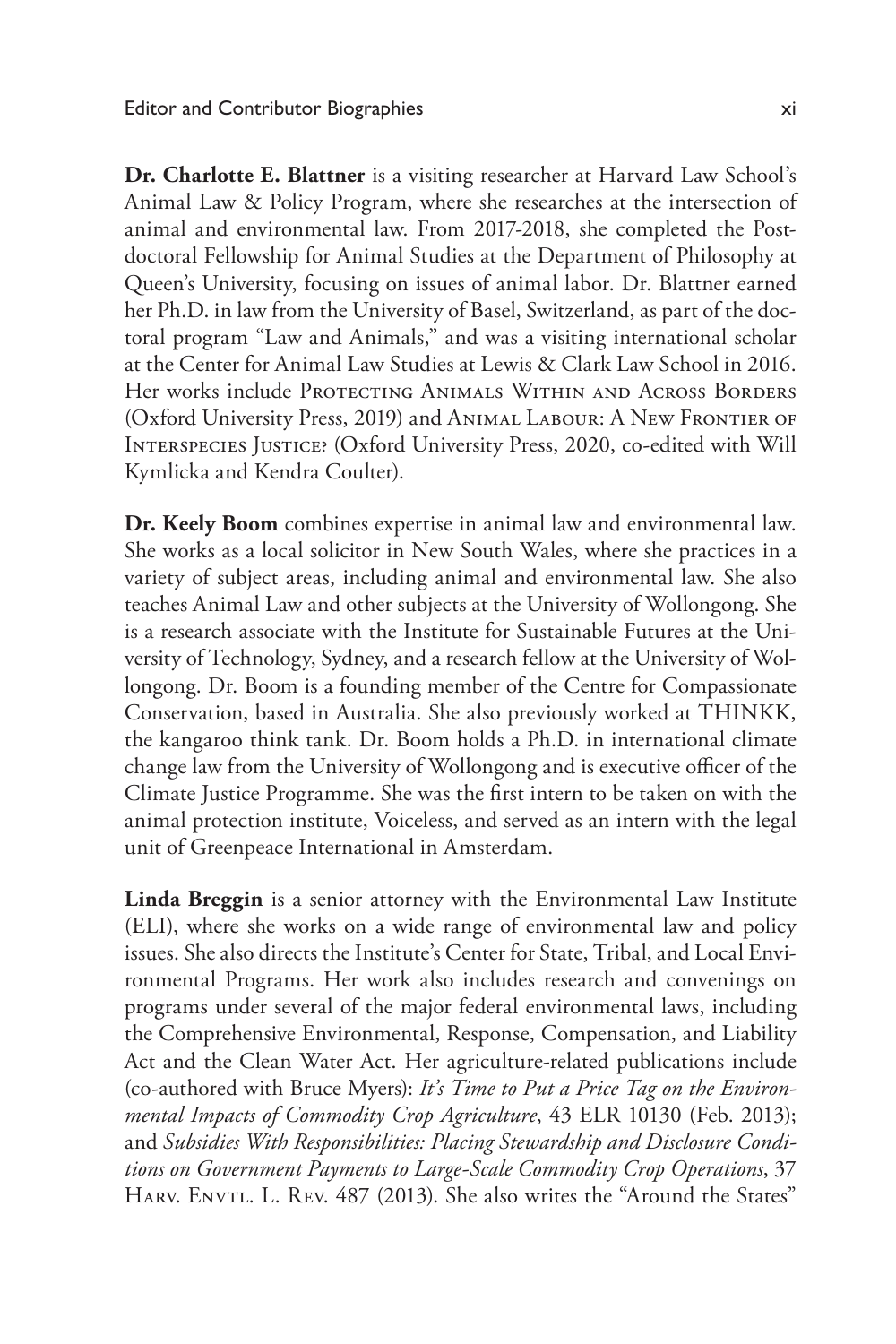**Dr. Charlotte E. Blattner** is a visiting researcher at Harvard Law School's Animal Law & Policy Program, where she researches at the intersection of animal and environmental law. From 2017-2018, she completed the Postdoctoral Fellowship for Animal Studies at the Department of Philosophy at Queen's University, focusing on issues of animal labor. Dr. Blattner earned her Ph.D. in law from the University of Basel, Switzerland, as part of the doctoral program "Law and Animals," and was a visiting international scholar at the Center for Animal Law Studies at Lewis & Clark Law School in 2016. Her works include Protecting Animals Within and Across Borders (Oxford University Press, 2019) and Animal Labour: A New Frontier of Interspecies Justice? (Oxford University Press, 2020, co-edited with Will Kymlicka and Kendra Coulter).

**Dr. Keely Boom** combines expertise in animal law and environmental law. She works as a local solicitor in New South Wales, where she practices in a variety of subject areas, including animal and environmental law. She also teaches Animal Law and other subjects at the University of Wollongong. She is a research associate with the Institute for Sustainable Futures at the University of Technology, Sydney, and a research fellow at the University of Wollongong. Dr. Boom is a founding member of the Centre for Compassionate Conservation, based in Australia. She also previously worked at THINKK, the kangaroo think tank. Dr. Boom holds a Ph.D. in international climate change law from the University of Wollongong and is executive officer of the Climate Justice Programme. She was the first intern to be taken on with the animal protection institute, Voiceless, and served as an intern with the legal unit of Greenpeace International in Amsterdam.

**Linda Breggin** is a senior attorney with the Environmental Law Institute (ELI), where she works on a wide range of environmental law and policy issues. She also directs the Institute's Center for State, Tribal, and Local Environmental Programs. Her work also includes research and convenings on programs under several of the major federal environmental laws, including the Comprehensive Environmental, Response, Compensation, and Liability Act and the Clean Water Act. Her agriculture-related publications include (co-authored with Bruce Myers): *It's Time to Put a Price Tag on the Environmental Impacts of Commodity Crop Agriculture*, 43 ELR 10130 (Feb. 2013); and *Subsidies With Responsibilities: Placing Stewardship and Disclosure Conditions on Government Payments to Large-Scale Commodity Crop Operations*, 37 Harv. Envtl. L. Rev. 487 (2013). She also writes the "Around the States"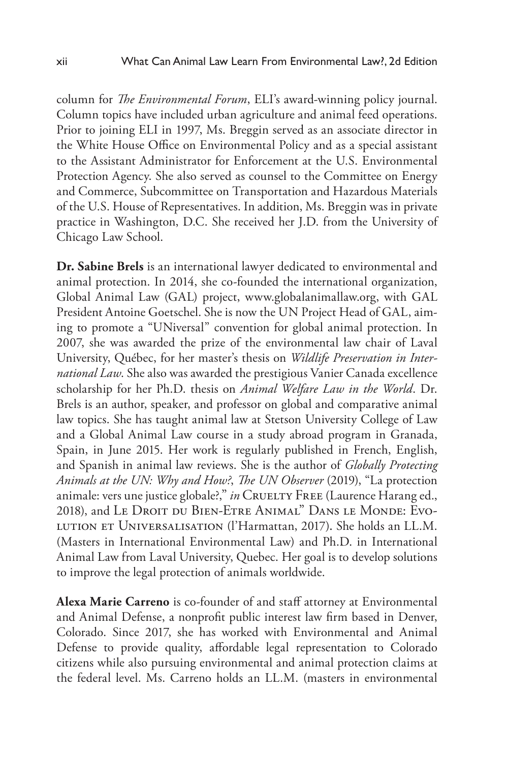column for *The Environmental Forum*, ELI's award-winning policy journal. Column topics have included urban agriculture and animal feed operations. Prior to joining ELI in 1997, Ms. Breggin served as an associate director in the White House Office on Environmental Policy and as a special assistant to the Assistant Administrator for Enforcement at the U.S. Environmental Protection Agency. She also served as counsel to the Committee on Energy and Commerce, Subcommittee on Transportation and Hazardous Materials of the U.S. House of Representatives. In addition, Ms. Breggin was in private practice in Washington, D.C. She received her J.D. from the University of Chicago Law School.

**Dr. Sabine Brels** is an international lawyer dedicated to environmental and animal protection. In 2014, she co-founded the international organization, Global Animal Law (GAL) project, www.globalanimallaw.org, with GAL President Antoine Goetschel. She is now the UN Project Head of GAL, aiming to promote a "UNiversal" convention for global animal protection. In 2007, she was awarded the prize of the environmental law chair of Laval University, Québec, for her master's thesis on *Wildlife Preservation in International Law*. She also was awarded the prestigious Vanier Canada excellence scholarship for her Ph.D. thesis on *Animal Welfare Law in the World*. Dr. Brels is an author, speaker, and professor on global and comparative animal law topics. She has taught animal law at Stetson University College of Law and a Global Animal Law course in a study abroad program in Granada, Spain, in June 2015. Her work is regularly published in French, English, and Spanish in animal law reviews. She is the author of *Globally Protecting Animals at the UN: Why and How?*, *The UN Observer* (2019), "La protection animale: vers une justice globale?," *in* Cruelty Free (Laurence Harang ed., 2018), and Le Droit du Bien-Etre Animal" Dans le Monde: Evolution et Universalisation (l'Harmattan, 2017). She holds an LL.M. (Masters in International Environmental Law) and Ph.D. in International Animal Law from Laval University, Quebec. Her goal is to develop solutions to improve the legal protection of animals worldwide.

**Alexa Marie Carreno** is co-founder of and staff attorney at Environmental and Animal Defense, a nonprofit public interest law firm based in Denver, Colorado. Since 2017, she has worked with Environmental and Animal Defense to provide quality, affordable legal representation to Colorado citizens while also pursuing environmental and animal protection claims at the federal level. Ms. Carreno holds an LL.M. (masters in environmental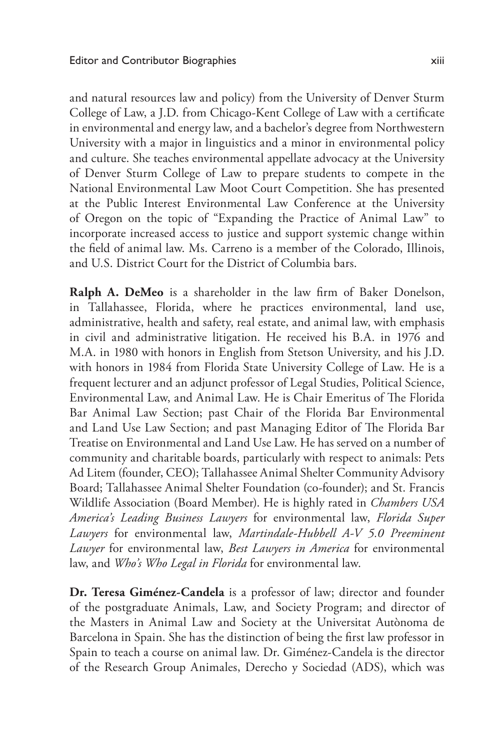and natural resources law and policy) from the University of Denver Sturm College of Law, a J.D. from Chicago-Kent College of Law with a certificate in environmental and energy law, and a bachelor's degree from Northwestern University with a major in linguistics and a minor in environmental policy and culture. She teaches environmental appellate advocacy at the University of Denver Sturm College of Law to prepare students to compete in the National Environmental Law Moot Court Competition. She has presented at the Public Interest Environmental Law Conference at the University of Oregon on the topic of "Expanding the Practice of Animal Law" to incorporate increased access to justice and support systemic change within the field of animal law. Ms. Carreno is a member of the Colorado, Illinois, and U.S. District Court for the District of Columbia bars.

**Ralph A. DeMeo** is a shareholder in the law firm of Baker Donelson, in Tallahassee, Florida, where he practices environmental, land use, administrative, health and safety, real estate, and animal law, with emphasis in civil and administrative litigation. He received his B.A. in 1976 and M.A. in 1980 with honors in English from Stetson University, and his J.D. with honors in 1984 from Florida State University College of Law. He is a frequent lecturer and an adjunct professor of Legal Studies, Political Science, Environmental Law, and Animal Law. He is Chair Emeritus of The Florida Bar Animal Law Section; past Chair of the Florida Bar Environmental and Land Use Law Section; and past Managing Editor of The Florida Bar Treatise on Environmental and Land Use Law. He has served on a number of community and charitable boards, particularly with respect to animals: Pets Ad Litem (founder, CEO); Tallahassee Animal Shelter Community Advisory Board; Tallahassee Animal Shelter Foundation (co-founder); and St. Francis Wildlife Association (Board Member). He is highly rated in *Chambers USA America's Leading Business Lawyers* for environmental law, *Florida Super Lawyers* for environmental law, *Martindale-Hubbell A-V 5.0 Preeminent Lawyer* for environmental law, *Best Lawyers in America* for environmental law, and *Who's Who Legal in Florida* for environmental law.

**Dr. Teresa Giménez-Candela** is a professor of law; director and founder of the postgraduate Animals, Law, and Society Program; and director of the Masters in Animal Law and Society at the Universitat Autònoma de Barcelona in Spain. She has the distinction of being the first law professor in Spain to teach a course on animal law. Dr. Giménez-Candela is the director of the Research Group Animales, Derecho y Sociedad (ADS), which was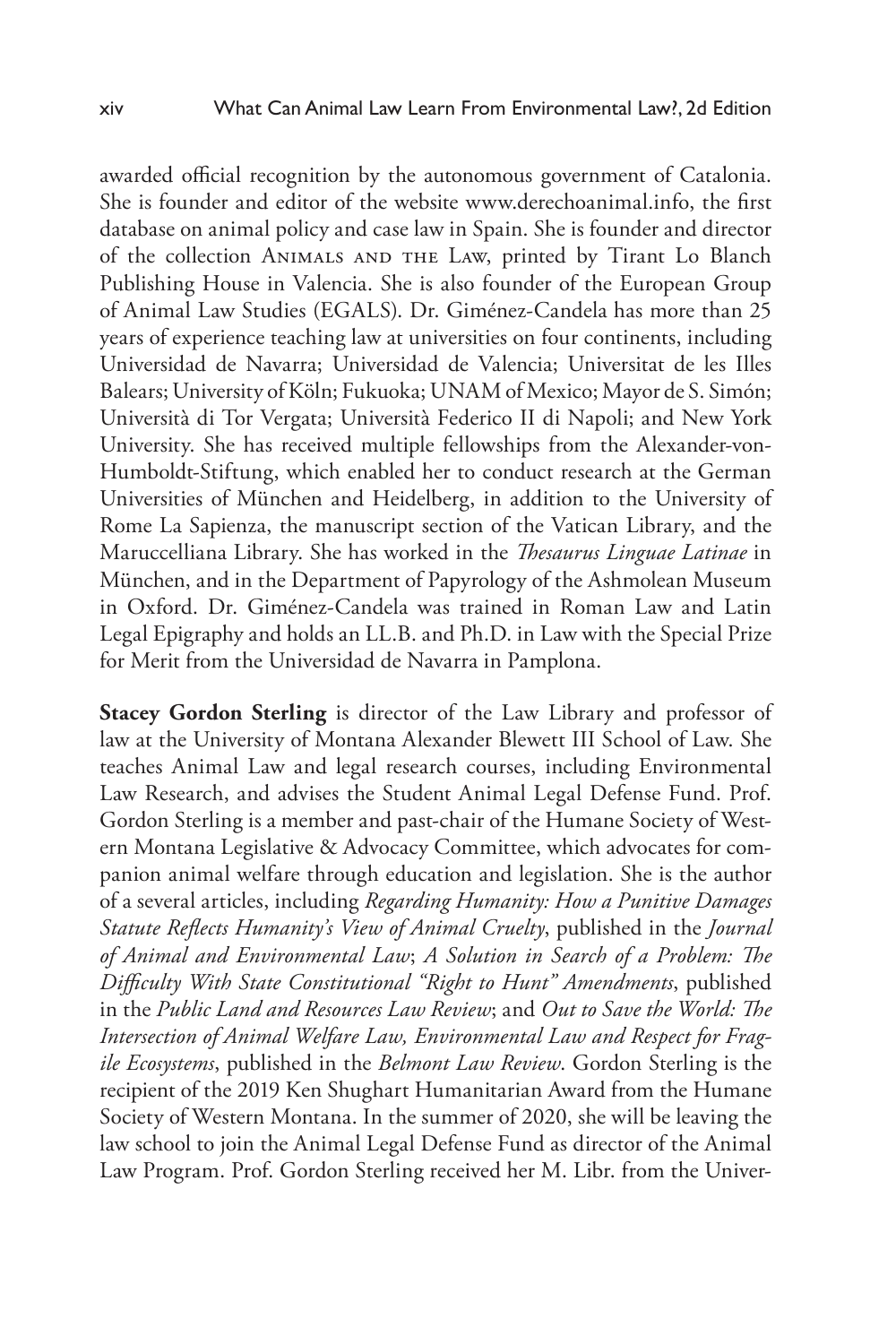awarded official recognition by the autonomous government of Catalonia. She is founder and editor of the website www.derechoanimal.info, the first database on animal policy and case law in Spain. She is founder and director of the collection Animals and the Law, printed by Tirant Lo Blanch Publishing House in Valencia. She is also founder of the European Group of Animal Law Studies (EGALS). Dr. Giménez-Candela has more than 25 years of experience teaching law at universities on four continents, including Universidad de Navarra; Universidad de Valencia; Universitat de les Illes Balears; University of Köln; Fukuoka; UNAM of Mexico; Mayor de S. Simón; Università di Tor Vergata; Università Federico II di Napoli; and New York University. She has received multiple fellowships from the Alexander-von-Humboldt-Stiftung, which enabled her to conduct research at the German Universities of München and Heidelberg, in addition to the University of Rome La Sapienza, the manuscript section of the Vatican Library, and the Maruccelliana Library. She has worked in the *Thesaurus Linguae Latinae* in München, and in the Department of Papyrology of the Ashmolean Museum in Oxford. Dr. Giménez-Candela was trained in Roman Law and Latin Legal Epigraphy and holds an LL.B. and Ph.D. in Law with the Special Prize for Merit from the Universidad de Navarra in Pamplona.

**Stacey Gordon Sterling** is director of the Law Library and professor of law at the University of Montana Alexander Blewett III School of Law. She teaches Animal Law and legal research courses, including Environmental Law Research, and advises the Student Animal Legal Defense Fund. Prof. Gordon Sterling is a member and past-chair of the Humane Society of Western Montana Legislative & Advocacy Committee, which advocates for companion animal welfare through education and legislation. She is the author of a several articles, including *Regarding Humanity: How a Punitive Damages Statute Reflects Humanity's View of Animal Cruelty*, published in the *Journal of Animal and Environmental Law*; *A Solution in Search of a Problem: The Difficulty With State Constitutional "Right to Hunt" Amendments*, published in the *Public Land and Resources Law Review*; and *Out to Save the World: The Intersection of Animal Welfare Law, Environmental Law and Respect for Fragile Ecosystems*, published in the *Belmont Law Review*. Gordon Sterling is the recipient of the 2019 Ken Shughart Humanitarian Award from the Humane Society of Western Montana. In the summer of 2020, she will be leaving the law school to join the Animal Legal Defense Fund as director of the Animal Law Program. Prof. Gordon Sterling received her M. Libr. from the Univer-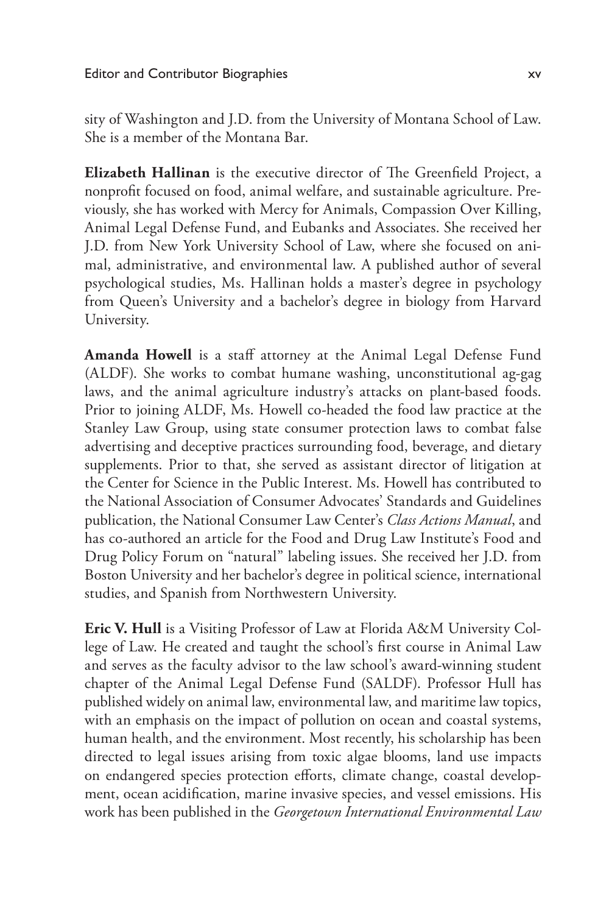sity of Washington and J.D. from the University of Montana School of Law. She is a member of the Montana Bar.

**Elizabeth Hallinan** is the executive director of The Greenfield Project, a nonprofit focused on food, animal welfare, and sustainable agriculture. Previously, she has worked with Mercy for Animals, Compassion Over Killing, Animal Legal Defense Fund, and Eubanks and Associates. She received her J.D. from New York University School of Law, where she focused on animal, administrative, and environmental law. A published author of several psychological studies, Ms. Hallinan holds a master's degree in psychology from Queen's University and a bachelor's degree in biology from Harvard University.

**Amanda Howell** is a staff attorney at the Animal Legal Defense Fund (ALDF). She works to combat humane washing, unconstitutional ag-gag laws, and the animal agriculture industry's attacks on plant-based foods. Prior to joining ALDF, Ms. Howell co-headed the food law practice at the Stanley Law Group, using state consumer protection laws to combat false advertising and deceptive practices surrounding food, beverage, and dietary supplements. Prior to that, she served as assistant director of litigation at the Center for Science in the Public Interest. Ms. Howell has contributed to the National Association of Consumer Advocates' Standards and Guidelines publication, the National Consumer Law Center's *Class Actions Manual*, and has co-authored an article for the Food and Drug Law Institute's Food and Drug Policy Forum on "natural" labeling issues. She received her J.D. from Boston University and her bachelor's degree in political science, international studies, and Spanish from Northwestern University.

**Eric V. Hull** is a Visiting Professor of Law at Florida A&M University College of Law. He created and taught the school's first course in Animal Law and serves as the faculty advisor to the law school's award-winning student chapter of the Animal Legal Defense Fund (SALDF). Professor Hull has published widely on animal law, environmental law, and maritime law topics, with an emphasis on the impact of pollution on ocean and coastal systems, human health, and the environment. Most recently, his scholarship has been directed to legal issues arising from toxic algae blooms, land use impacts on endangered species protection efforts, climate change, coastal development, ocean acidification, marine invasive species, and vessel emissions. His work has been published in the *Georgetown International Environmental Law*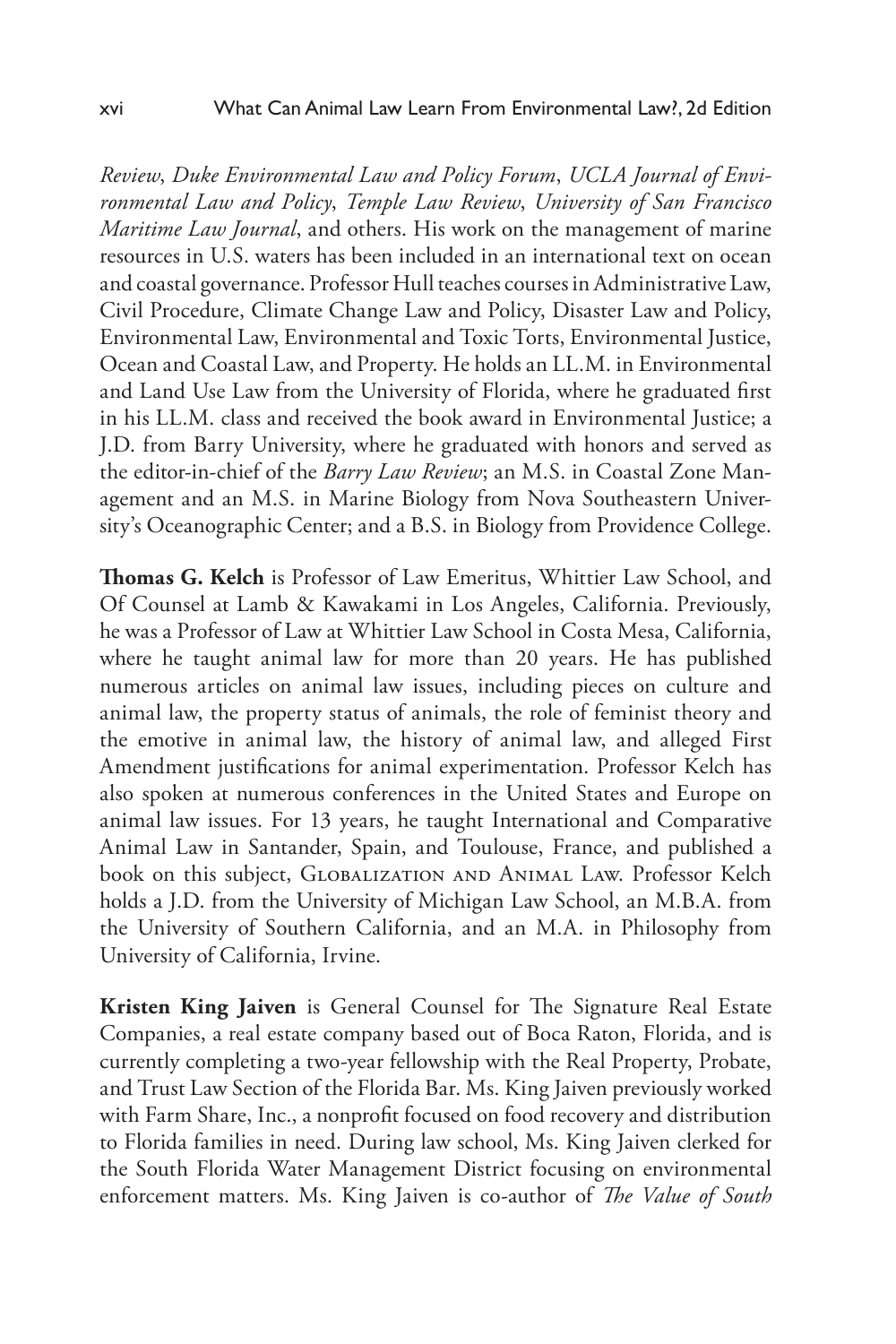*Review*, *Duke Environmental Law and Policy Forum*, *UCLA Journal of Environmental Law and Policy*, *Temple Law Review*, *University of San Francisco Maritime Law Journal*, and others. His work on the management of marine resources in U.S. waters has been included in an international text on ocean and coastal governance. Professor Hull teaches courses in Administrative Law, Civil Procedure, Climate Change Law and Policy, Disaster Law and Policy, Environmental Law, Environmental and Toxic Torts, Environmental Justice, Ocean and Coastal Law, and Property. He holds an LL.M. in Environmental and Land Use Law from the University of Florida, where he graduated first in his LL.M. class and received the book award in Environmental Justice; a J.D. from Barry University, where he graduated with honors and served as the editor-in-chief of the *Barry Law Review*; an M.S. in Coastal Zone Management and an M.S. in Marine Biology from Nova Southeastern University's Oceanographic Center; and a B.S. in Biology from Providence College.

**Thomas G. Kelch** is Professor of Law Emeritus, Whittier Law School, and Of Counsel at Lamb & Kawakami in Los Angeles, California. Previously, he was a Professor of Law at Whittier Law School in Costa Mesa, California, where he taught animal law for more than 20 years. He has published numerous articles on animal law issues, including pieces on culture and animal law, the property status of animals, the role of feminist theory and the emotive in animal law, the history of animal law, and alleged First Amendment justifications for animal experimentation. Professor Kelch has also spoken at numerous conferences in the United States and Europe on animal law issues. For 13 years, he taught International and Comparative Animal Law in Santander, Spain, and Toulouse, France, and published a book on this subject, Globalization and Animal Law. Professor Kelch holds a J.D. from the University of Michigan Law School, an M.B.A. from the University of Southern California, and an M.A. in Philosophy from University of California, Irvine.

**Kristen King Jaiven** is General Counsel for The Signature Real Estate Companies, a real estate company based out of Boca Raton, Florida, and is currently completing a two-year fellowship with the Real Property, Probate, and Trust Law Section of the Florida Bar. Ms. King Jaiven previously worked with Farm Share, Inc., a nonprofit focused on food recovery and distribution to Florida families in need. During law school, Ms. King Jaiven clerked for the South Florida Water Management District focusing on environmental enforcement matters. Ms. King Jaiven is co-author of *The Value of South*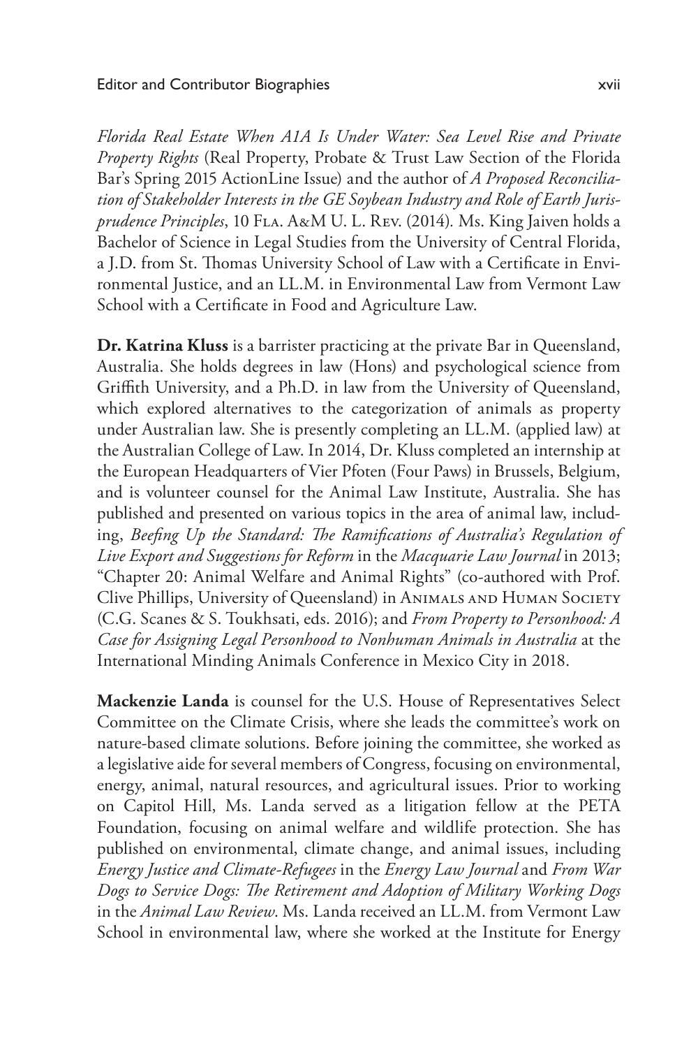*Florida Real Estate When A1A Is Under Water: Sea Level Rise and Private Property Rights* (Real Property, Probate & Trust Law Section of the Florida Bar's Spring 2015 ActionLine Issue) and the author of *A Proposed Reconciliation of Stakeholder Interests in the GE Soybean Industry and Role of Earth Jurisprudence Principles*, 10 Fla. A&M U. L. Rev. (2014). Ms. King Jaiven holds a Bachelor of Science in Legal Studies from the University of Central Florida, a J.D. from St. Thomas University School of Law with a Certificate in Environmental Justice, and an LL.M. in Environmental Law from Vermont Law School with a Certificate in Food and Agriculture Law.

**Dr. Katrina Kluss** is a barrister practicing at the private Bar in Queensland, Australia. She holds degrees in law (Hons) and psychological science from Griffith University, and a Ph.D. in law from the University of Queensland, which explored alternatives to the categorization of animals as property under Australian law. She is presently completing an LL.M. (applied law) at the Australian College of Law. In 2014, Dr. Kluss completed an internship at the European Headquarters of Vier Pfoten (Four Paws) in Brussels, Belgium, and is volunteer counsel for the Animal Law Institute, Australia. She has published and presented on various topics in the area of animal law, including, *Beefing Up the Standard: The Ramifications of Australia's Regulation of Live Export and Suggestions for Reform* in the *Macquarie Law Journal* in 2013; "Chapter 20: Animal Welfare and Animal Rights" (co-authored with Prof. Clive Phillips, University of Queensland) in Animals and Human Society (C.G. Scanes & S. Toukhsati, eds. 2016); and *From Property to Personhood: A Case for Assigning Legal Personhood to Nonhuman Animals in Australia* at the International Minding Animals Conference in Mexico City in 2018.

**Mackenzie Landa** is counsel for the U.S. House of Representatives Select Committee on the Climate Crisis, where she leads the committee's work on nature-based climate solutions. Before joining the committee, she worked as a legislative aide for several members of Congress, focusing on environmental, energy, animal, natural resources, and agricultural issues. Prior to working on Capitol Hill, Ms. Landa served as a litigation fellow at the PETA Foundation, focusing on animal welfare and wildlife protection. She has published on environmental, climate change, and animal issues, including *Energy Justice and Climate-Refugees* in the *Energy Law Journal* and *From War Dogs to Service Dogs: The Retirement and Adoption of Military Working Dogs* in the *Animal Law Review*. Ms. Landa received an LL.M. from Vermont Law School in environmental law, where she worked at the Institute for Energy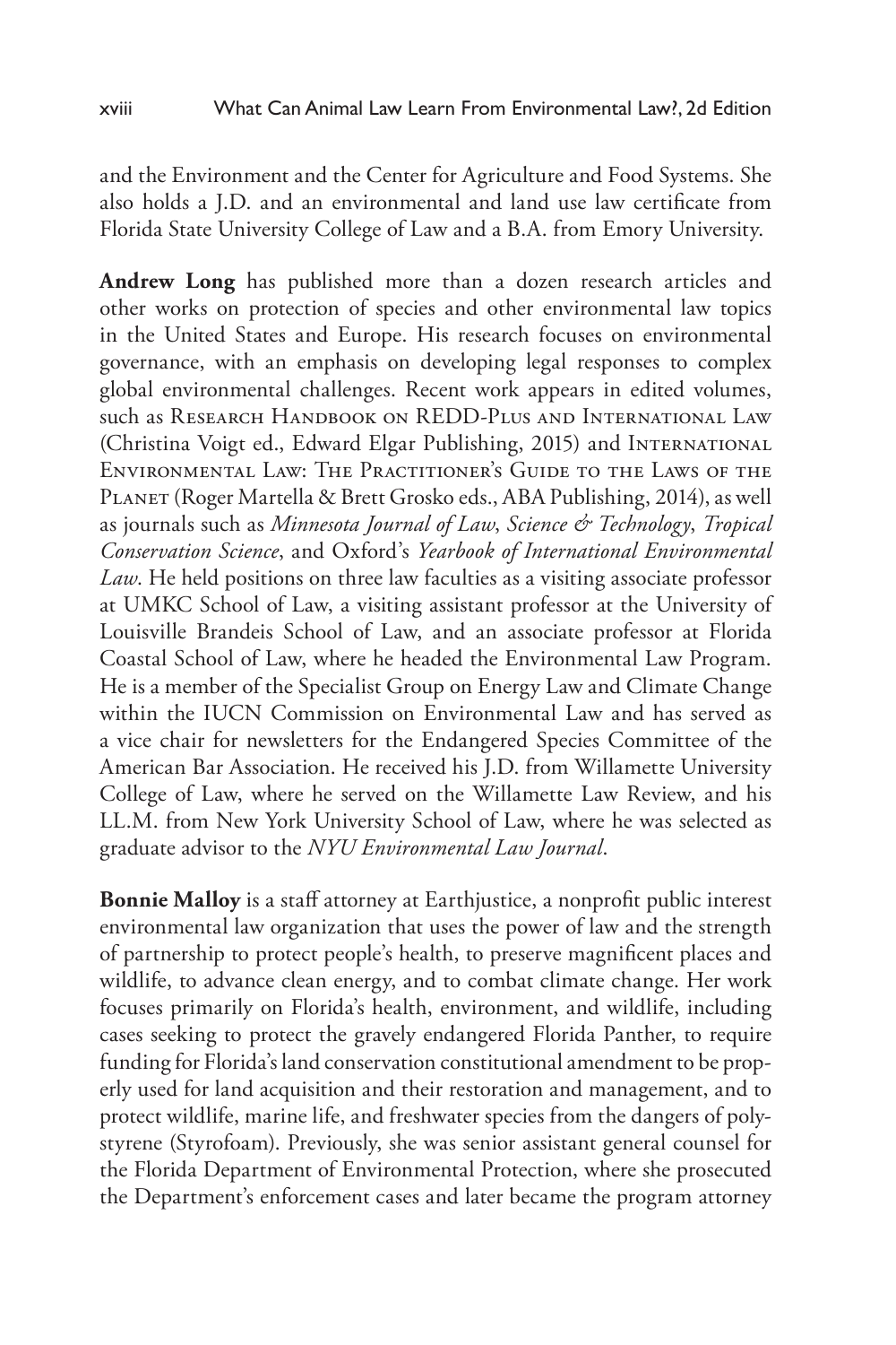and the Environment and the Center for Agriculture and Food Systems. She also holds a J.D. and an environmental and land use law certificate from Florida State University College of Law and a B.A. from Emory University.

**Andrew Long** has published more than a dozen research articles and other works on protection of species and other environmental law topics in the United States and Europe. His research focuses on environmental governance, with an emphasis on developing legal responses to complex global environmental challenges. Recent work appears in edited volumes, such as Research Handbook on REDD-Plus and International Law (Christina Voigt ed., Edward Elgar Publishing, 2015) and International Environmental Law: The Practitioner's Guide to the Laws of the Planet (Roger Martella & Brett Grosko eds., ABA Publishing, 2014), as well as journals such as *Minnesota Journal of Law, Science & Technology*, *Tropical Conservation Science*, and Oxford's *Yearbook of International Environmental Law*. He held positions on three law faculties as a visiting associate professor at UMKC School of Law, a visiting assistant professor at the University of Louisville Brandeis School of Law, and an associate professor at Florida Coastal School of Law, where he headed the Environmental Law Program. He is a member of the Specialist Group on Energy Law and Climate Change within the IUCN Commission on Environmental Law and has served as a vice chair for newsletters for the Endangered Species Committee of the American Bar Association. He received his J.D. from Willamette University College of Law, where he served on the Willamette Law Review, and his LL.M. from New York University School of Law, where he was selected as graduate advisor to the *NYU Environmental Law Journal*.

**Bonnie Malloy** is a staff attorney at Earthjustice, a nonprofit public interest environmental law organization that uses the power of law and the strength of partnership to protect people's health, to preserve magnificent places and wildlife, to advance clean energy, and to combat climate change. Her work focuses primarily on Florida's health, environment, and wildlife, including cases seeking to protect the gravely endangered Florida Panther, to require funding for Florida's land conservation constitutional amendment to be properly used for land acquisition and their restoration and management, and to protect wildlife, marine life, and freshwater species from the dangers of polystyrene (Styrofoam). Previously, she was senior assistant general counsel for the Florida Department of Environmental Protection, where she prosecuted the Department's enforcement cases and later became the program attorney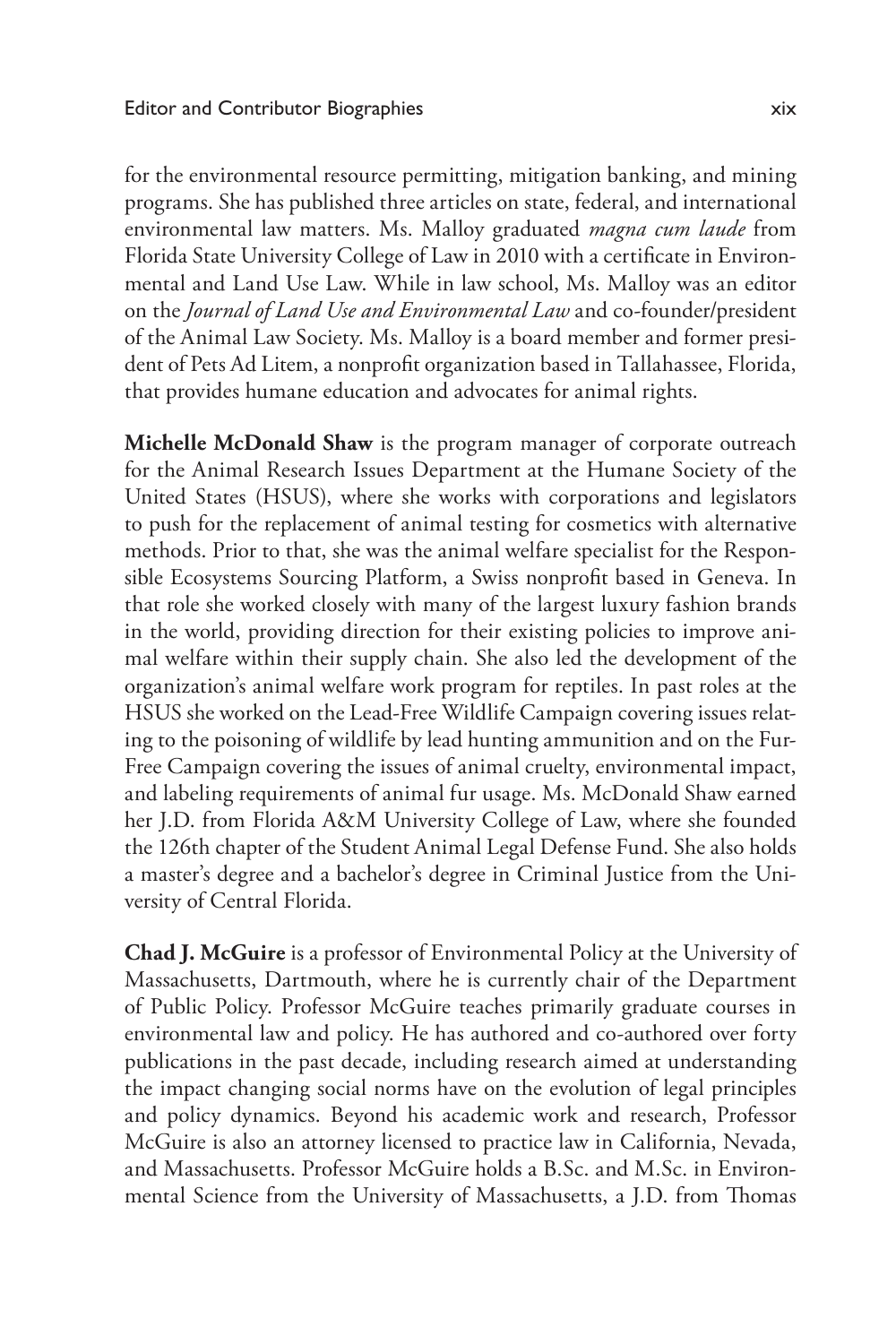for the environmental resource permitting, mitigation banking, and mining programs. She has published three articles on state, federal, and international environmental law matters. Ms. Malloy graduated *magna cum laude* from Florida State University College of Law in 2010 with a certificate in Environmental and Land Use Law. While in law school, Ms. Malloy was an editor on the *Journal of Land Use and Environmental Law* and co-founder/president of the Animal Law Society. Ms. Malloy is a board member and former president of Pets Ad Litem, a nonprofit organization based in Tallahassee, Florida, that provides humane education and advocates for animal rights.

**Michelle McDonald Shaw** is the program manager of corporate outreach for the Animal Research Issues Department at the Humane Society of the United States (HSUS), where she works with corporations and legislators to push for the replacement of animal testing for cosmetics with alternative methods. Prior to that, she was the animal welfare specialist for the Responsible Ecosystems Sourcing Platform, a Swiss nonprofit based in Geneva. In that role she worked closely with many of the largest luxury fashion brands in the world, providing direction for their existing policies to improve animal welfare within their supply chain. She also led the development of the organization's animal welfare work program for reptiles. In past roles at the HSUS she worked on the Lead-Free Wildlife Campaign covering issues relating to the poisoning of wildlife by lead hunting ammunition and on the Fur-Free Campaign covering the issues of animal cruelty, environmental impact, and labeling requirements of animal fur usage. Ms. McDonald Shaw earned her J.D. from Florida A&M University College of Law, where she founded the 126th chapter of the Student Animal Legal Defense Fund. She also holds a master's degree and a bachelor's degree in Criminal Justice from the University of Central Florida.

**Chad J. McGuire** is a professor of Environmental Policy at the University of Massachusetts, Dartmouth, where he is currently chair of the Department of Public Policy. Professor McGuire teaches primarily graduate courses in environmental law and policy. He has authored and co-authored over forty publications in the past decade, including research aimed at understanding the impact changing social norms have on the evolution of legal principles and policy dynamics. Beyond his academic work and research, Professor McGuire is also an attorney licensed to practice law in California, Nevada, and Massachusetts. Professor McGuire holds a B.Sc. and M.Sc. in Environmental Science from the University of Massachusetts, a J.D. from Thomas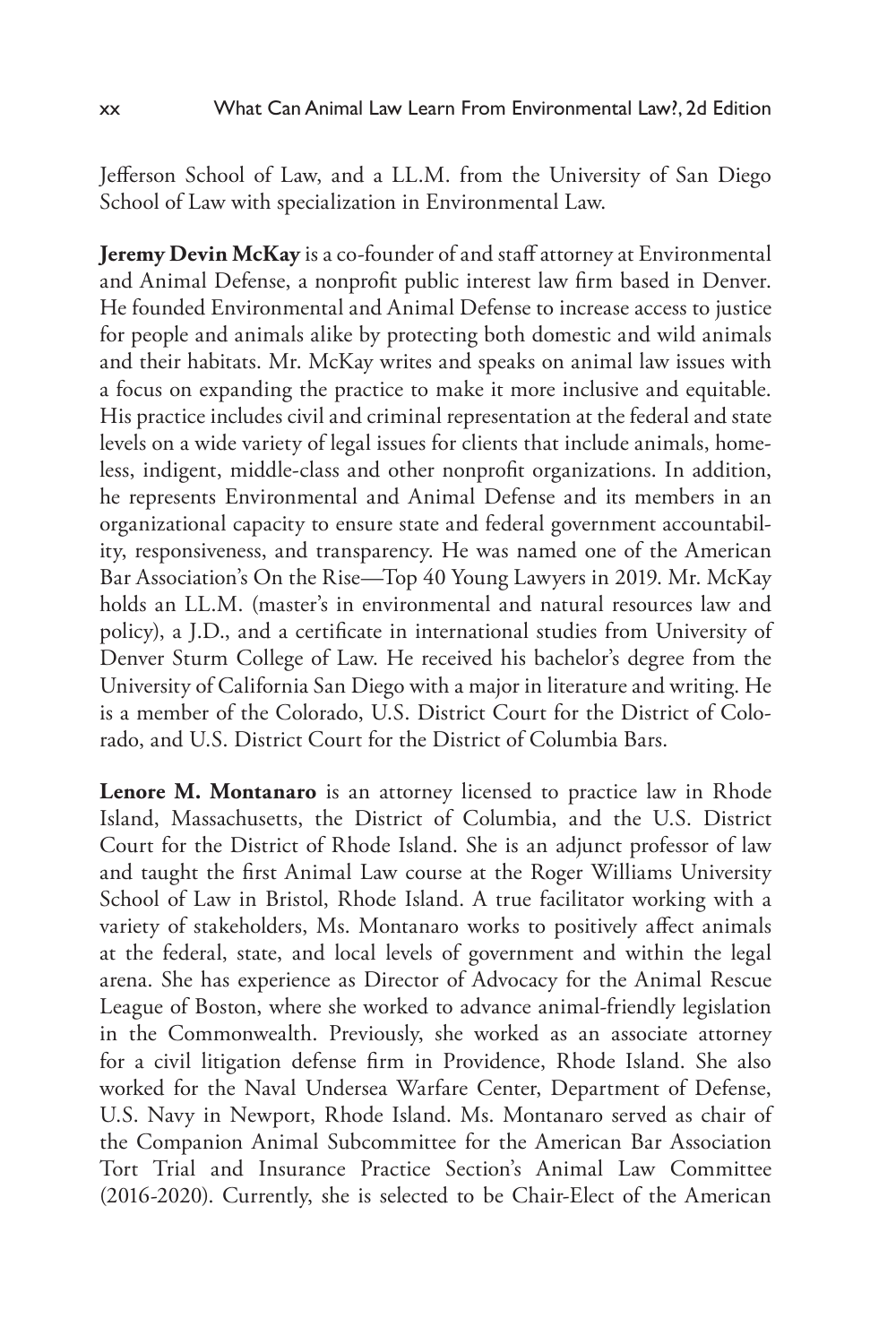Jefferson School of Law, and a LL.M. from the University of San Diego School of Law with specialization in Environmental Law.

**Jeremy Devin McKay** is a co-founder of and staff attorney at Environmental and Animal Defense, a nonprofit public interest law firm based in Denver. He founded Environmental and Animal Defense to increase access to justice for people and animals alike by protecting both domestic and wild animals and their habitats. Mr. McKay writes and speaks on animal law issues with a focus on expanding the practice to make it more inclusive and equitable. His practice includes civil and criminal representation at the federal and state levels on a wide variety of legal issues for clients that include animals, homeless, indigent, middle-class and other nonprofit organizations. In addition, he represents Environmental and Animal Defense and its members in an organizational capacity to ensure state and federal government accountability, responsiveness, and transparency. He was named one of the American Bar Association's On the Rise—Top 40 Young Lawyers in 2019. Mr. McKay holds an LL.M. (master's in environmental and natural resources law and policy), a J.D., and a certificate in international studies from University of Denver Sturm College of Law. He received his bachelor's degree from the University of California San Diego with a major in literature and writing. He is a member of the Colorado, U.S. District Court for the District of Colorado, and U.S. District Court for the District of Columbia Bars.

**Lenore M. Montanaro** is an attorney licensed to practice law in Rhode Island, Massachusetts, the District of Columbia, and the U.S. District Court for the District of Rhode Island. She is an adjunct professor of law and taught the first Animal Law course at the Roger Williams University School of Law in Bristol, Rhode Island. A true facilitator working with a variety of stakeholders, Ms. Montanaro works to positively affect animals at the federal, state, and local levels of government and within the legal arena. She has experience as Director of Advocacy for the Animal Rescue League of Boston, where she worked to advance animal-friendly legislation in the Commonwealth. Previously, she worked as an associate attorney for a civil litigation defense firm in Providence, Rhode Island. She also worked for the Naval Undersea Warfare Center, Department of Defense, U.S. Navy in Newport, Rhode Island. Ms. Montanaro served as chair of the Companion Animal Subcommittee for the American Bar Association Tort Trial and Insurance Practice Section's Animal Law Committee (2016-2020). Currently, she is selected to be Chair-Elect of the American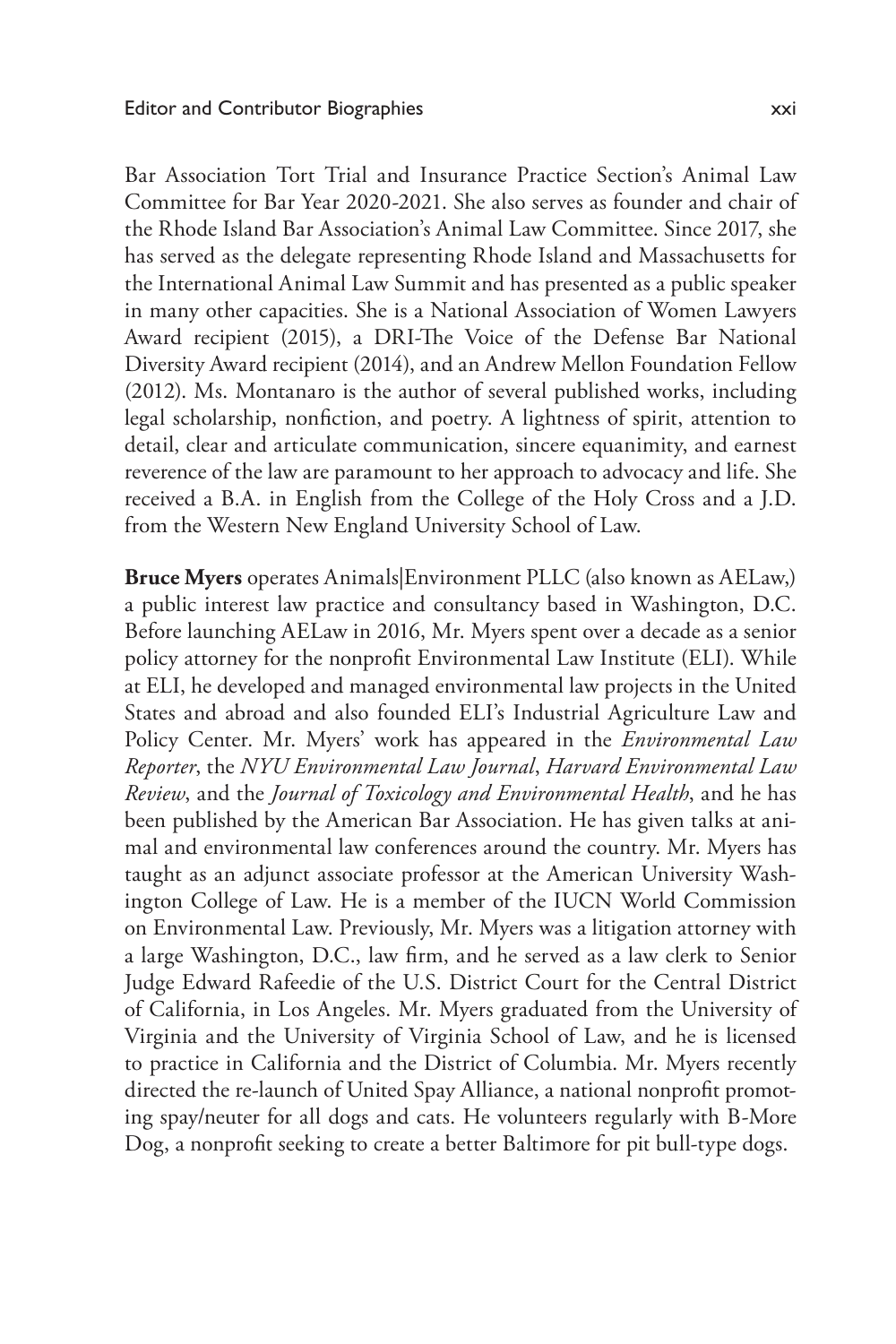Bar Association Tort Trial and Insurance Practice Section's Animal Law Committee for Bar Year 2020-2021. She also serves as founder and chair of the Rhode Island Bar Association's Animal Law Committee. Since 2017, she has served as the delegate representing Rhode Island and Massachusetts for the International Animal Law Summit and has presented as a public speaker in many other capacities. She is a National Association of Women Lawyers Award recipient (2015), a DRI-The Voice of the Defense Bar National Diversity Award recipient (2014), and an Andrew Mellon Foundation Fellow (2012). Ms. Montanaro is the author of several published works, including legal scholarship, nonfiction, and poetry. A lightness of spirit, attention to detail, clear and articulate communication, sincere equanimity, and earnest reverence of the law are paramount to her approach to advocacy and life. She received a B.A. in English from the College of the Holy Cross and a J.D. from the Western New England University School of Law.

**Bruce Myers** operates Animals|Environment PLLC (also known as AELaw,) a public interest law practice and consultancy based in Washington, D.C. Before launching AELaw in 2016, Mr. Myers spent over a decade as a senior policy attorney for the nonprofit Environmental Law Institute (ELI). While at ELI, he developed and managed environmental law projects in the United States and abroad and also founded ELI's Industrial Agriculture Law and Policy Center. Mr. Myers' work has appeared in the *Environmental Law Reporter*, the *NYU Environmental Law Journal*, *Harvard Environmental Law Review*, and the *Journal of Toxicology and Environmental Health*, and he has been published by the American Bar Association. He has given talks at animal and environmental law conferences around the country. Mr. Myers has taught as an adjunct associate professor at the American University Washington College of Law. He is a member of the IUCN World Commission on Environmental Law. Previously, Mr. Myers was a litigation attorney with a large Washington, D.C., law firm, and he served as a law clerk to Senior Judge Edward Rafeedie of the U.S. District Court for the Central District of California, in Los Angeles. Mr. Myers graduated from the University of Virginia and the University of Virginia School of Law, and he is licensed to practice in California and the District of Columbia. Mr. Myers recently directed the re-launch of United Spay Alliance, a national nonprofit promoting spay/neuter for all dogs and cats. He volunteers regularly with B-More Dog, a nonprofit seeking to create a better Baltimore for pit bull-type dogs.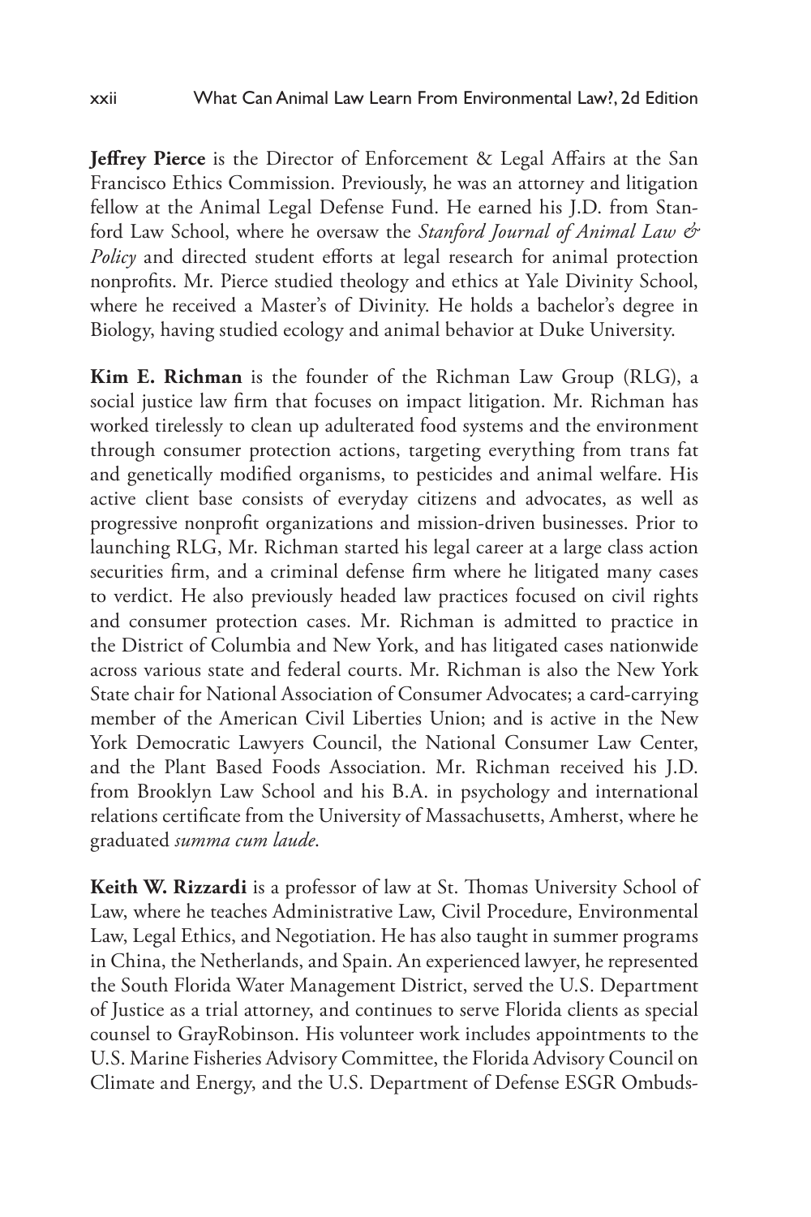**Jeffrey Pierce** is the Director of Enforcement & Legal Affairs at the San Francisco Ethics Commission. Previously, he was an attorney and litigation fellow at the Animal Legal Defense Fund. He earned his J.D. from Stanford Law School, where he oversaw the *Stanford Journal of Animal Law & Policy* and directed student efforts at legal research for animal protection nonprofits. Mr. Pierce studied theology and ethics at Yale Divinity School, where he received a Master's of Divinity. He holds a bachelor's degree in Biology, having studied ecology and animal behavior at Duke University.

**Kim E. Richman** is the founder of the Richman Law Group (RLG), a social justice law firm that focuses on impact litigation. Mr. Richman has worked tirelessly to clean up adulterated food systems and the environment through consumer protection actions, targeting everything from trans fat and genetically modified organisms, to pesticides and animal welfare. His active client base consists of everyday citizens and advocates, as well as progressive nonprofit organizations and mission-driven businesses. Prior to launching RLG, Mr. Richman started his legal career at a large class action securities firm, and a criminal defense firm where he litigated many cases to verdict. He also previously headed law practices focused on civil rights and consumer protection cases. Mr. Richman is admitted to practice in the District of Columbia and New York, and has litigated cases nationwide across various state and federal courts. Mr. Richman is also the New York State chair for National Association of Consumer Advocates; a card-carrying member of the American Civil Liberties Union; and is active in the New York Democratic Lawyers Council, the National Consumer Law Center, and the Plant Based Foods Association. Mr. Richman received his J.D. from Brooklyn Law School and his B.A. in psychology and international relations certificate from the University of Massachusetts, Amherst, where he graduated *summa cum laude*.

**Keith W. Rizzardi** is a professor of law at St. Thomas University School of Law, where he teaches Administrative Law, Civil Procedure, Environmental Law, Legal Ethics, and Negotiation. He has also taught in summer programs in China, the Netherlands, and Spain. An experienced lawyer, he represented the South Florida Water Management District, served the U.S. Department of Justice as a trial attorney, and continues to serve Florida clients as special counsel to GrayRobinson. His volunteer work includes appointments to the U.S. Marine Fisheries Advisory Committee, the Florida Advisory Council on Climate and Energy, and the U.S. Department of Defense ESGR Ombuds-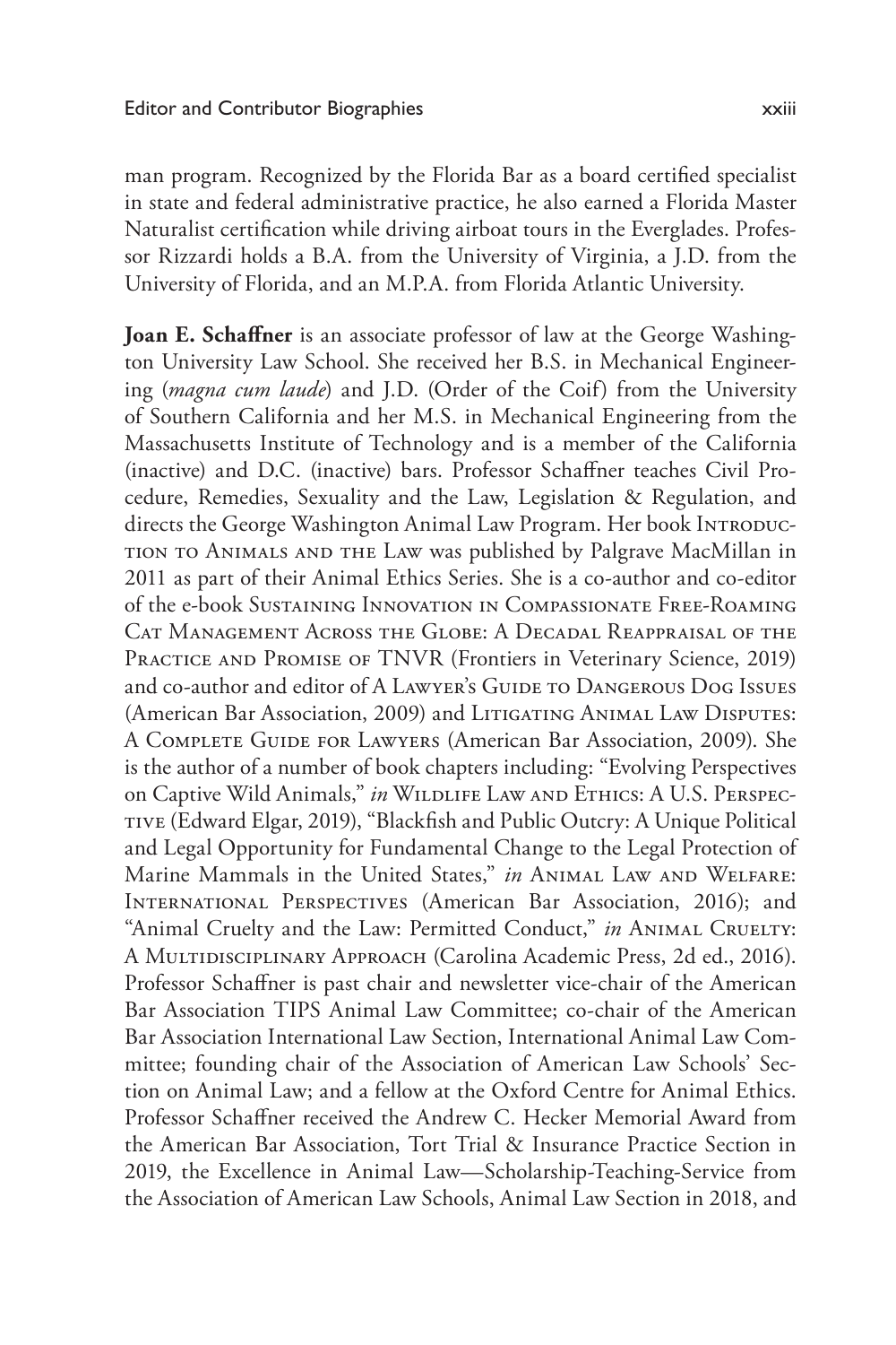man program. Recognized by the Florida Bar as a board certified specialist in state and federal administrative practice, he also earned a Florida Master Naturalist certification while driving airboat tours in the Everglades. Professor Rizzardi holds a B.A. from the University of Virginia, a J.D. from the University of Florida, and an M.P.A. from Florida Atlantic University.

**Joan E. Schaffner** is an associate professor of law at the George Washington University Law School. She received her B.S. in Mechanical Engineering (*magna cum laude*) and J.D. (Order of the Coif) from the University of Southern California and her M.S. in Mechanical Engineering from the Massachusetts Institute of Technology and is a member of the California (inactive) and D.C. (inactive) bars. Professor Schaffner teaches Civil Procedure, Remedies, Sexuality and the Law, Legislation & Regulation, and directs the George Washington Animal Law Program. Her book Introduction to Animals and the Law was published by Palgrave MacMillan in 2011 as part of their Animal Ethics Series. She is a co-author and co-editor of the e-book Sustaining Innovation in Compassionate Free-Roaming Cat Management Across the Globe: A Decadal Reappraisal of the Practice and Promise of TNVR (Frontiers in Veterinary Science, 2019) and co-author and editor of A Lawyer's Guide to Dangerous Dog Issues (American Bar Association, 2009) and Litigating Animal Law Disputes: A Complete Guide for Lawyers (American Bar Association, 2009). She is the author of a number of book chapters including: "Evolving Perspectives on Captive Wild Animals," *in* Wildlife Law and Ethics: A U.S. Perspective (Edward Elgar, 2019), "Blackfish and Public Outcry: A Unique Political and Legal Opportunity for Fundamental Change to the Legal Protection of Marine Mammals in the United States," *in* Animal Law and Welfare: International Perspectives (American Bar Association, 2016); and "Animal Cruelty and the Law: Permitted Conduct," *in* Animal Cruelty: A Multidisciplinary Approach (Carolina Academic Press, 2d ed., 2016). Professor Schaffner is past chair and newsletter vice-chair of the American Bar Association TIPS Animal Law Committee; co-chair of the American Bar Association International Law Section, International Animal Law Committee; founding chair of the Association of American Law Schools' Section on Animal Law; and a fellow at the Oxford Centre for Animal Ethics. Professor Schaffner received the Andrew C. Hecker Memorial Award from the American Bar Association, Tort Trial & Insurance Practice Section in 2019, the Excellence in Animal Law—Scholarship-Teaching-Service from the Association of American Law Schools, Animal Law Section in 2018, and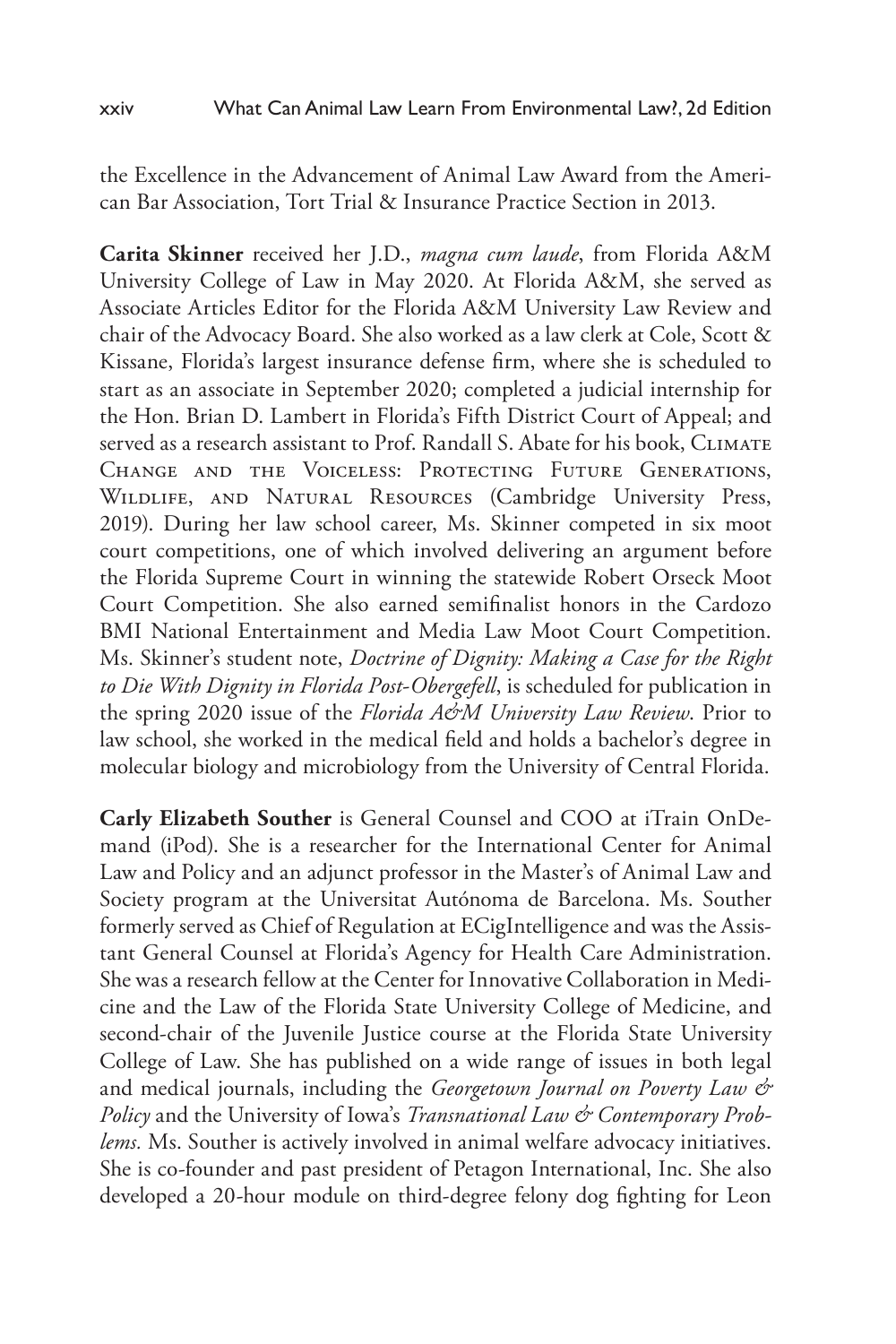the Excellence in the Advancement of Animal Law Award from the American Bar Association, Tort Trial & Insurance Practice Section in 2013.

**Carita Skinner** received her J.D., *magna cum laude*, from Florida A&M University College of Law in May 2020. At Florida A&M, she served as Associate Articles Editor for the Florida A&M University Law Review and chair of the Advocacy Board. She also worked as a law clerk at Cole, Scott & Kissane, Florida's largest insurance defense firm, where she is scheduled to start as an associate in September 2020; completed a judicial internship for the Hon. Brian D. Lambert in Florida's Fifth District Court of Appeal; and served as a research assistant to Prof. Randall S. Abate for his book, Climate Change and the Voiceless: Protecting Future Generations, Wildlife, and Natural Resources (Cambridge University Press, 2019). During her law school career, Ms. Skinner competed in six moot court competitions, one of which involved delivering an argument before the Florida Supreme Court in winning the statewide Robert Orseck Moot Court Competition. She also earned semifinalist honors in the Cardozo BMI National Entertainment and Media Law Moot Court Competition. Ms. Skinner's student note, *Doctrine of Dignity: Making a Case for the Right to Die With Dignity in Florida Post-Obergefell*, is scheduled for publication in the spring 2020 issue of the *Florida A&M University Law Review*. Prior to law school, she worked in the medical field and holds a bachelor's degree in molecular biology and microbiology from the University of Central Florida.

**Carly Elizabeth Souther** is General Counsel and COO at iTrain OnDemand (iPod). She is a researcher for the International Center for Animal Law and Policy and an adjunct professor in the Master's of Animal Law and Society program at the Universitat Autónoma de Barcelona. Ms. Souther formerly served as Chief of Regulation at ECigIntelligence and was the Assistant General Counsel at Florida's Agency for Health Care Administration. She was a research fellow at the Center for Innovative Collaboration in Medicine and the Law of the Florida State University College of Medicine, and second-chair of the Juvenile Justice course at the Florida State University College of Law. She has published on a wide range of issues in both legal and medical journals, including the *Georgetown Journal on Poverty Law & Policy* and the University of Iowa's *Transnational Law & Contemporary Problems.* Ms. Souther is actively involved in animal welfare advocacy initiatives. She is co-founder and past president of Petagon International, Inc. She also developed a 20-hour module on third-degree felony dog fighting for Leon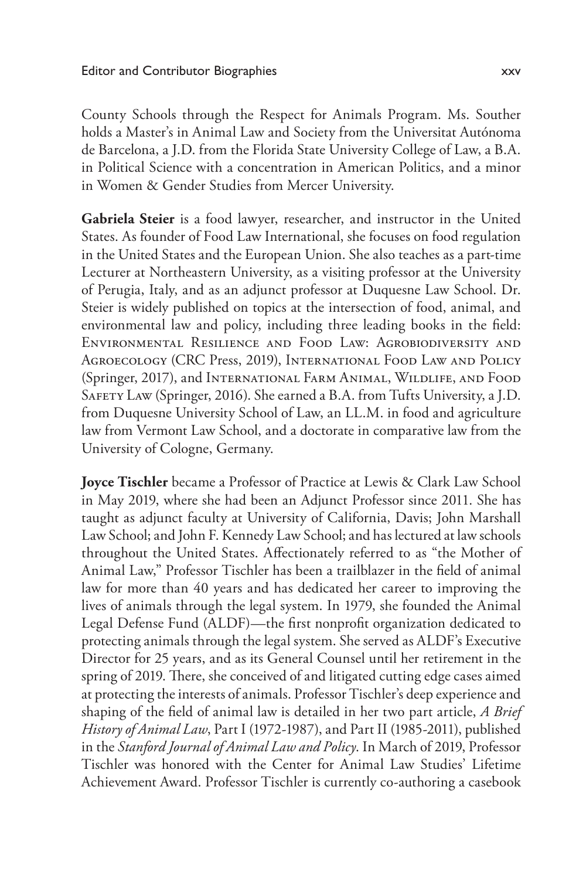County Schools through the Respect for Animals Program. Ms. Souther holds a Master's in Animal Law and Society from the Universitat Autónoma de Barcelona, a J.D. from the Florida State University College of Law, a B.A. in Political Science with a concentration in American Politics, and a minor in Women & Gender Studies from Mercer University.

**Gabriela Steier** is a food lawyer, researcher, and instructor in the United States. As founder of Food Law International, she focuses on food regulation in the United States and the European Union. She also teaches as a part-time Lecturer at Northeastern University, as a visiting professor at the University of Perugia, Italy, and as an adjunct professor at Duquesne Law School. Dr. Steier is widely published on topics at the intersection of food, animal, and environmental law and policy, including three leading books in the field: Environmental Resilience and Food Law: Agrobiodiversity and Agroecology (CRC Press, 2019), International Food Law and Policy (Springer, 2017), and International Farm Animal, Wildlife, and Food Safety Law (Springer, 2016). She earned a B.A. from Tufts University, a J.D. from Duquesne University School of Law, an LL.M. in food and agriculture law from Vermont Law School, and a doctorate in comparative law from the University of Cologne, Germany.

**Joyce Tischler** became a Professor of Practice at Lewis & Clark Law School in May 2019, where she had been an Adjunct Professor since 2011. She has taught as adjunct faculty at University of California, Davis; John Marshall Law School; and John F. Kennedy Law School; and has lectured at law schools throughout the United States. Affectionately referred to as "the Mother of Animal Law," Professor Tischler has been a trailblazer in the field of animal law for more than 40 years and has dedicated her career to improving the lives of animals through the legal system. In 1979, she founded the Animal Legal Defense Fund (ALDF)—the first nonprofit organization dedicated to protecting animals through the legal system. She served as ALDF's Executive Director for 25 years, and as its General Counsel until her retirement in the spring of 2019. There, she conceived of and litigated cutting edge cases aimed at protecting the interests of animals. Professor Tischler's deep experience and shaping of the field of animal law is detailed in her two part article, *A Brief History of Animal Law*, Part I (1972-1987), and Part II (1985-2011), published in the *Stanford Journal of Animal Law and Policy*. In March of 2019, Professor Tischler was honored with the Center for Animal Law Studies' Lifetime Achievement Award. Professor Tischler is currently co-authoring a casebook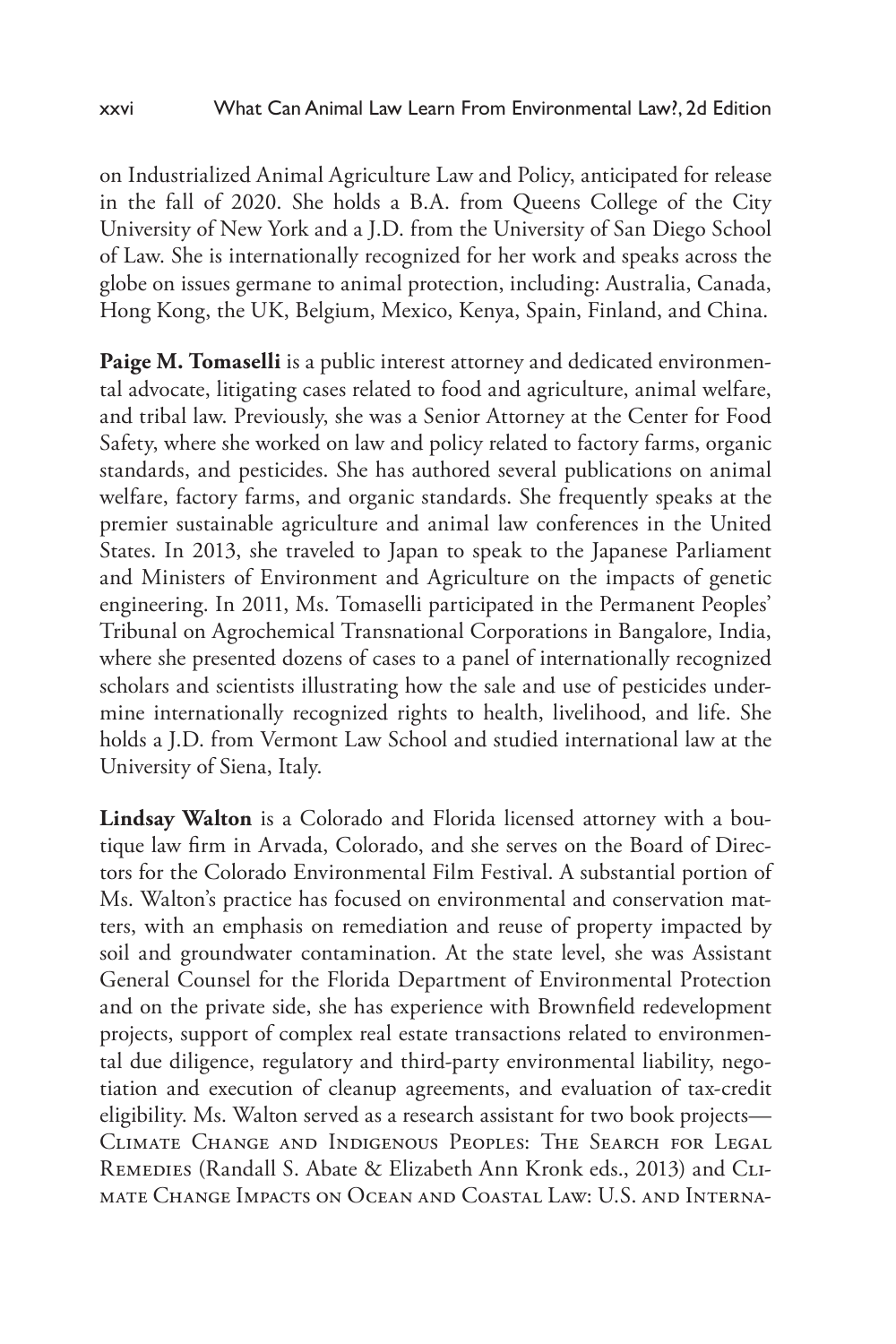on Industrialized Animal Agriculture Law and Policy, anticipated for release in the fall of 2020. She holds a B.A. from Queens College of the City University of New York and a J.D. from the University of San Diego School of Law. She is internationally recognized for her work and speaks across the globe on issues germane to animal protection, including: Australia, Canada, Hong Kong, the UK, Belgium, Mexico, Kenya, Spain, Finland, and China.

**Paige M. Tomaselli** is a public interest attorney and dedicated environmental advocate, litigating cases related to food and agriculture, animal welfare, and tribal law. Previously, she was a Senior Attorney at the Center for Food Safety, where she worked on law and policy related to factory farms, organic standards, and pesticides. She has authored several publications on animal welfare, factory farms, and organic standards. She frequently speaks at the premier sustainable agriculture and animal law conferences in the United States. In 2013, she traveled to Japan to speak to the Japanese Parliament and Ministers of Environment and Agriculture on the impacts of genetic engineering. In 2011, Ms. Tomaselli participated in the Permanent Peoples' Tribunal on Agrochemical Transnational Corporations in Bangalore, India, where she presented dozens of cases to a panel of internationally recognized scholars and scientists illustrating how the sale and use of pesticides undermine internationally recognized rights to health, livelihood, and life. She holds a J.D. from Vermont Law School and studied international law at the University of Siena, Italy.

**Lindsay Walton** is a Colorado and Florida licensed attorney with a boutique law firm in Arvada, Colorado, and she serves on the Board of Directors for the Colorado Environmental Film Festival. A substantial portion of Ms. Walton's practice has focused on environmental and conservation matters, with an emphasis on remediation and reuse of property impacted by soil and groundwater contamination. At the state level, she was Assistant General Counsel for the Florida Department of Environmental Protection and on the private side, she has experience with Brownfield redevelopment projects, support of complex real estate transactions related to environmental due diligence, regulatory and third-party environmental liability, negotiation and execution of cleanup agreements, and evaluation of tax-credit eligibility. Ms. Walton served as a research assistant for two book projects—Climate Change and Indigenous Peoples: The Search for Legal Remedies (Randall S. Abate & Elizabeth Ann Kronk eds., 2013) and Climate Change Impacts on Ocean and Coastal Law: U.S. and Interna-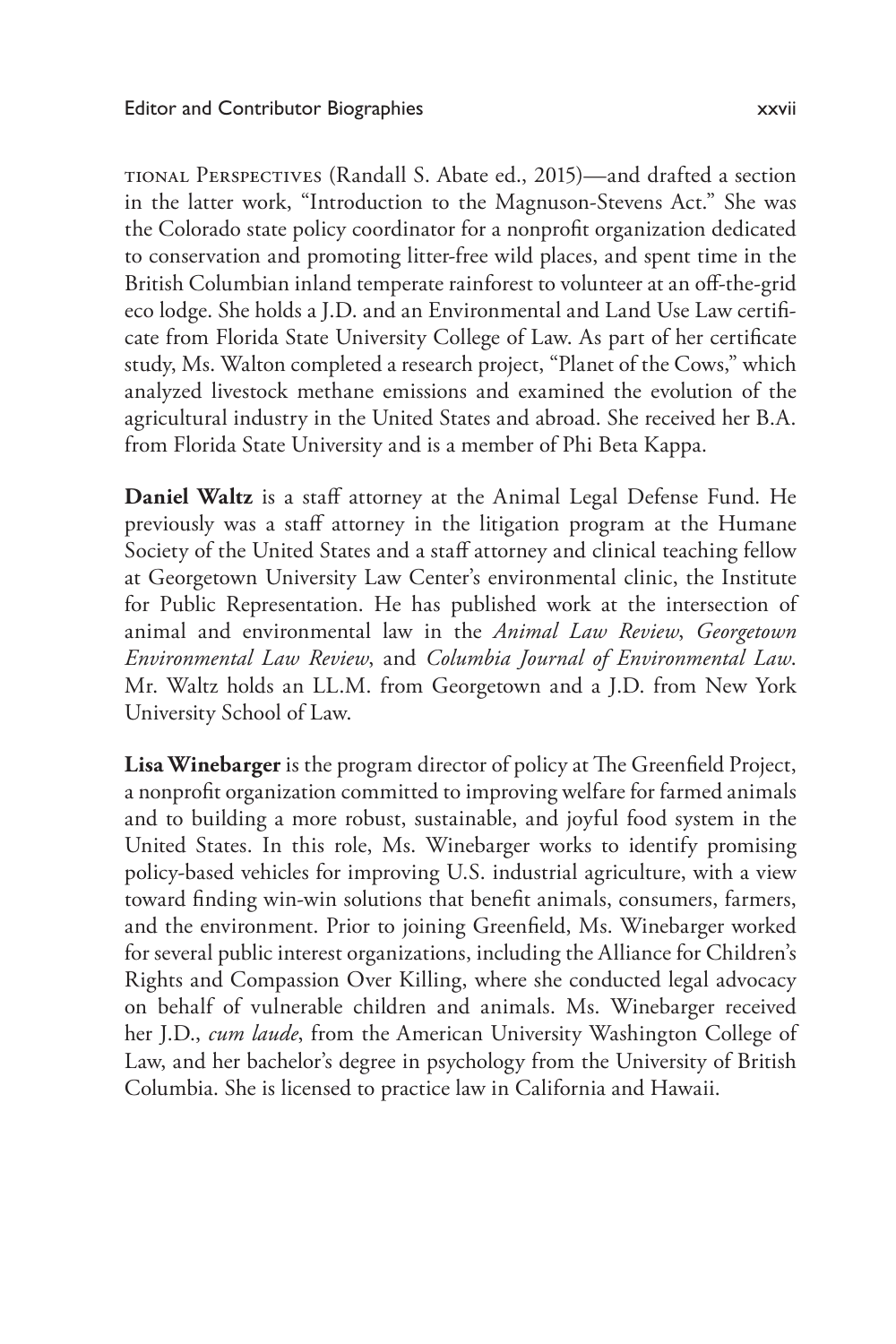tional Perspectives (Randall S. Abate ed., 2015)—and drafted a section in the latter work, "Introduction to the Magnuson-Stevens Act." She was the Colorado state policy coordinator for a nonprofit organization dedicated to conservation and promoting litter-free wild places, and spent time in the British Columbian inland temperate rainforest to volunteer at an off-the-grid eco lodge. She holds a J.D. and an Environmental and Land Use Law certificate from Florida State University College of Law. As part of her certificate study, Ms. Walton completed a research project, "Planet of the Cows," which analyzed livestock methane emissions and examined the evolution of the agricultural industry in the United States and abroad. She received her B.A. from Florida State University and is a member of Phi Beta Kappa.

**Daniel Waltz** is a staff attorney at the Animal Legal Defense Fund. He previously was a staff attorney in the litigation program at the Humane Society of the United States and a staff attorney and clinical teaching fellow at Georgetown University Law Center's environmental clinic, the Institute for Public Representation. He has published work at the intersection of animal and environmental law in the *Animal Law Review*, *Georgetown Environmental Law Review*, and *Columbia Journal of Environmental Law*. Mr. Waltz holds an LL.M. from Georgetown and a J.D. from New York University School of Law.

**Lisa Winebarger** is the program director of policy at The Greenfield Project, a nonprofit organization committed to improving welfare for farmed animals and to building a more robust, sustainable, and joyful food system in the United States. In this role, Ms. Winebarger works to identify promising policy-based vehicles for improving U.S. industrial agriculture, with a view toward finding win-win solutions that benefit animals, consumers, farmers, and the environment. Prior to joining Greenfield, Ms. Winebarger worked for several public interest organizations, including the Alliance for Children's Rights and Compassion Over Killing, where she conducted legal advocacy on behalf of vulnerable children and animals. Ms. Winebarger received her J.D., *cum laude*, from the American University Washington College of Law, and her bachelor's degree in psychology from the University of British Columbia. She is licensed to practice law in California and Hawaii.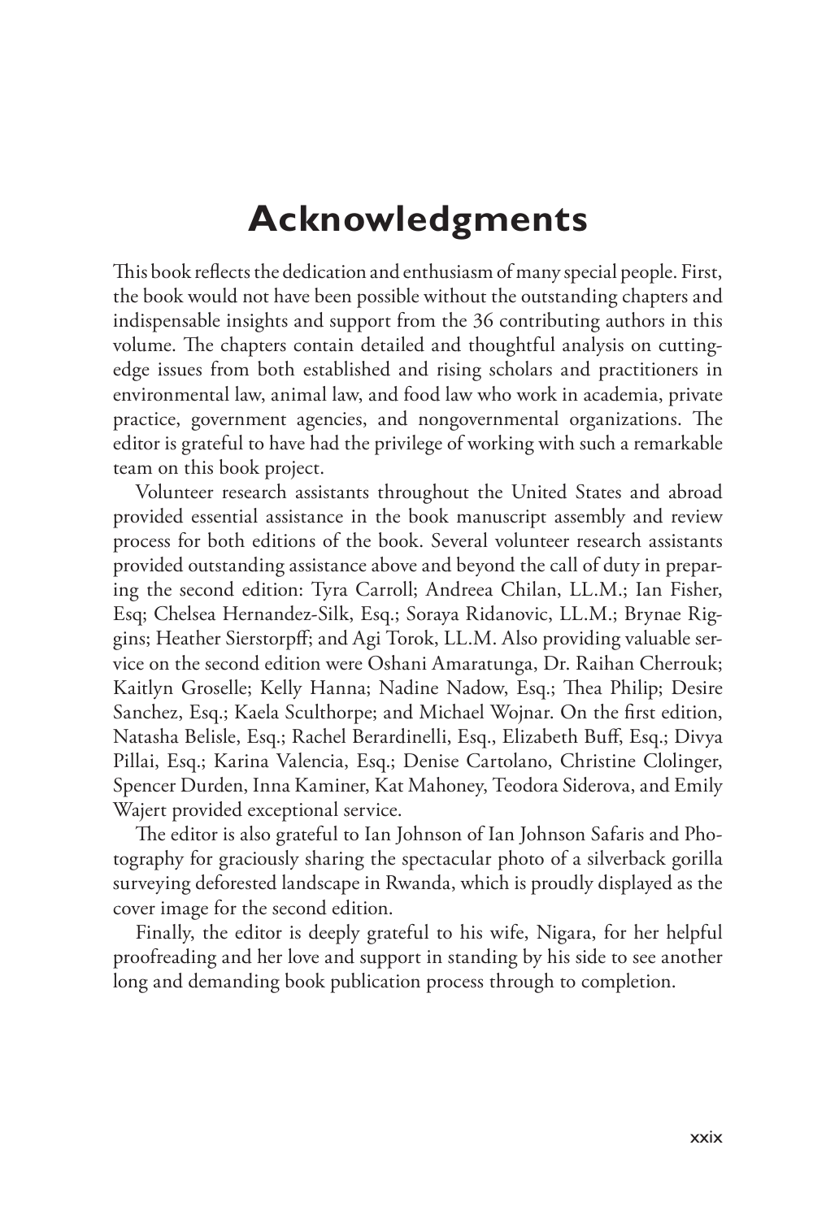# Acknowledgments

This book reflects the dedication and enthusiasm of many special people. First, the book would not have been possible without the outstanding chapters and indispensable insights and support from the 36 contributing authors in this volume. The chapters contain detailed and thoughtful analysis on cutting-edge issues from both established and rising scholars and practitioners in environmental law, animal law, and food law who work in academia, private practice, government agencies, and nongovernmental organizations. The editor is grateful to have had the privilege of working with such a remarkable team on this book project.

Volunteer research assistants throughout the United States and abroad provided essential assistance in the book manuscript assembly and review process for both editions of the book. Several volunteer research assistants provided outstanding assistance above and beyond the call of duty in preparing the second edition: Tyra Carroll; Andreea Chilan, LL.M.; Ian Fisher, Esq; Chelsea Hernandez-Silk, Esq.; Soraya Ridanovic, LL.M.; Brynae Riggins; Heather Sierstorpff; and Agi Torok, LL.M. Also providing valuable service on the second edition were Oshani Amaratunga, Dr. Raihan Cherrouk; Kaitlyn Groselle; Kelly Hanna; Nadine Nadow, Esq.; Thea Philip; Desire Sanchez, Esq.; Kaela Sculthorpe; and Michael Wojnar. On the first edition, Natasha Belisle, Esq.; Rachel Berardinelli, Esq., Elizabeth Buff, Esq.; Divya Pillai, Esq.; Karina Valencia, Esq.; Denise Cartolano, Christine Clolinger, Spencer Durden, Inna Kaminer, Kat Mahoney, Teodora Siderova, and Emily Wajert provided exceptional service.

The editor is also grateful to Ian Johnson of Ian Johnson Safaris and Photography for graciously sharing the spectacular photo of a silverback gorilla surveying deforested landscape in Rwanda, which is proudly displayed as the cover image for the second edition.

Finally, the editor is deeply grateful to his wife, Nigara, for her helpful proofreading and her love and support in standing by his side to see another long and demanding book publication process through to completion.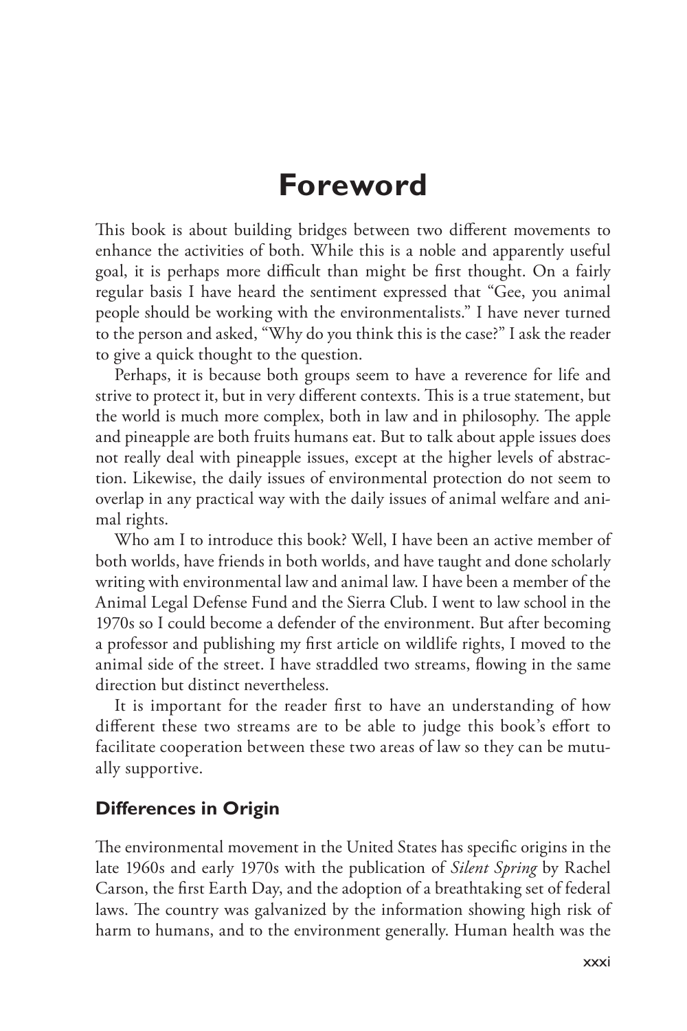# Foreword

This book is about building bridges between two different movements to enhance the activities of both. While this is a noble and apparently useful goal, it is perhaps more difficult than might be first thought. On a fairly regular basis I have heard the sentiment expressed that "Gee, you animal people should be working with the environmentalists." I have never turned to the person and asked, "Why do you think this is the case?" I ask the reader to give a quick thought to the question.

Perhaps, it is because both groups seem to have a reverence for life and strive to protect it, but in very different contexts. This is a true statement, but the world is much more complex, both in law and in philosophy. The apple and pineapple are both fruits humans eat. But to talk about apple issues does not really deal with pineapple issues, except at the higher levels of abstraction. Likewise, the daily issues of environmental protection do not seem to overlap in any practical way with the daily issues of animal welfare and animal rights.

Who am I to introduce this book? Well, I have been an active member of both worlds, have friends in both worlds, and have taught and done scholarly writing with environmental law and animal law. I have been a member of the Animal Legal Defense Fund and the Sierra Club. I went to law school in the 1970s so I could become a defender of the environment. But after becoming a professor and publishing my first article on wildlife rights, I moved to the animal side of the street. I have straddled two streams, flowing in the same direction but distinct nevertheless.

It is important for the reader first to have an understanding of how different these two streams are to be able to judge this book's effort to facilitate cooperation between these two areas of law so they can be mutually supportive.

## Differences in Origin

The environmental movement in the United States has specific origins in the late 1960s and early 1970s with the publication of *Silent Spring* by Rachel Carson, the first Earth Day, and the adoption of a breathtaking set of federal laws. The country was galvanized by the information showing high risk of harm to humans, and to the environment generally. Human health was the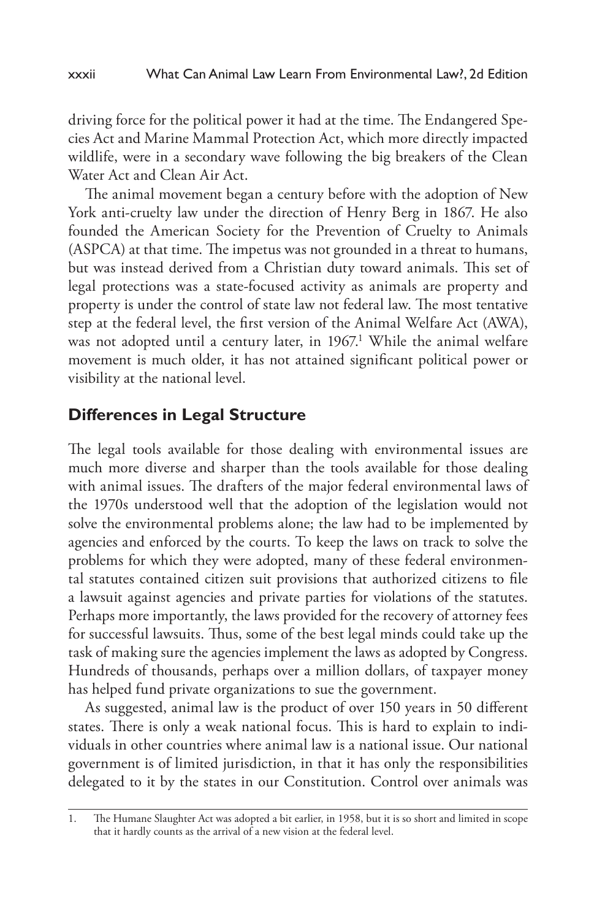driving force for the political power it had at the time. The Endangered Species Act and Marine Mammal Protection Act, which more directly impacted wildlife, were in a secondary wave following the big breakers of the Clean Water Act and Clean Air Act.

The animal movement began a century before with the adoption of New York anti-cruelty law under the direction of Henry Berg in 1867. He also founded the American Society for the Prevention of Cruelty to Animals (ASPCA) at that time. The impetus was not grounded in a threat to humans, but was instead derived from a Christian duty toward animals. This set of legal protections was a state-focused activity as animals are property and property is under the control of state law not federal law. The most tentative step at the federal level, the first version of the Animal Welfare Act (AWA), was not adopted until a century later, in 1967.[1] While the animal welfare movement is much older, it has not attained significant political power or visibility at the national level.

## Differences in Legal Structure

The legal tools available for those dealing with environmental issues are much more diverse and sharper than the tools available for those dealing with animal issues. The drafters of the major federal environmental laws of the 1970s understood well that the adoption of the legislation would not solve the environmental problems alone; the law had to be implemented by agencies and enforced by the courts. To keep the laws on track to solve the problems for which they were adopted, many of these federal environmental statutes contained citizen suit provisions that authorized citizens to file a lawsuit against agencies and private parties for violations of the statutes. Perhaps more importantly, the laws provided for the recovery of attorney fees for successful lawsuits. Thus, some of the best legal minds could take up the task of making sure the agencies implement the laws as adopted by Congress. Hundreds of thousands, perhaps over a million dollars, of taxpayer money has helped fund private organizations to sue the government.

As suggested, animal law is the product of over 150 years in 50 different states. There is only a weak national focus. This is hard to explain to individuals in other countries where animal law is a national issue. Our national government is of limited jurisdiction, in that it has only the responsibilities delegated to it by the states in our Constitution. Control over animals was

1. The Humane Slaughter Act was adopted a bit earlier, in 1958, but it is so short and limited in scope that it hardly counts as the arrival of a new vision at the federal level.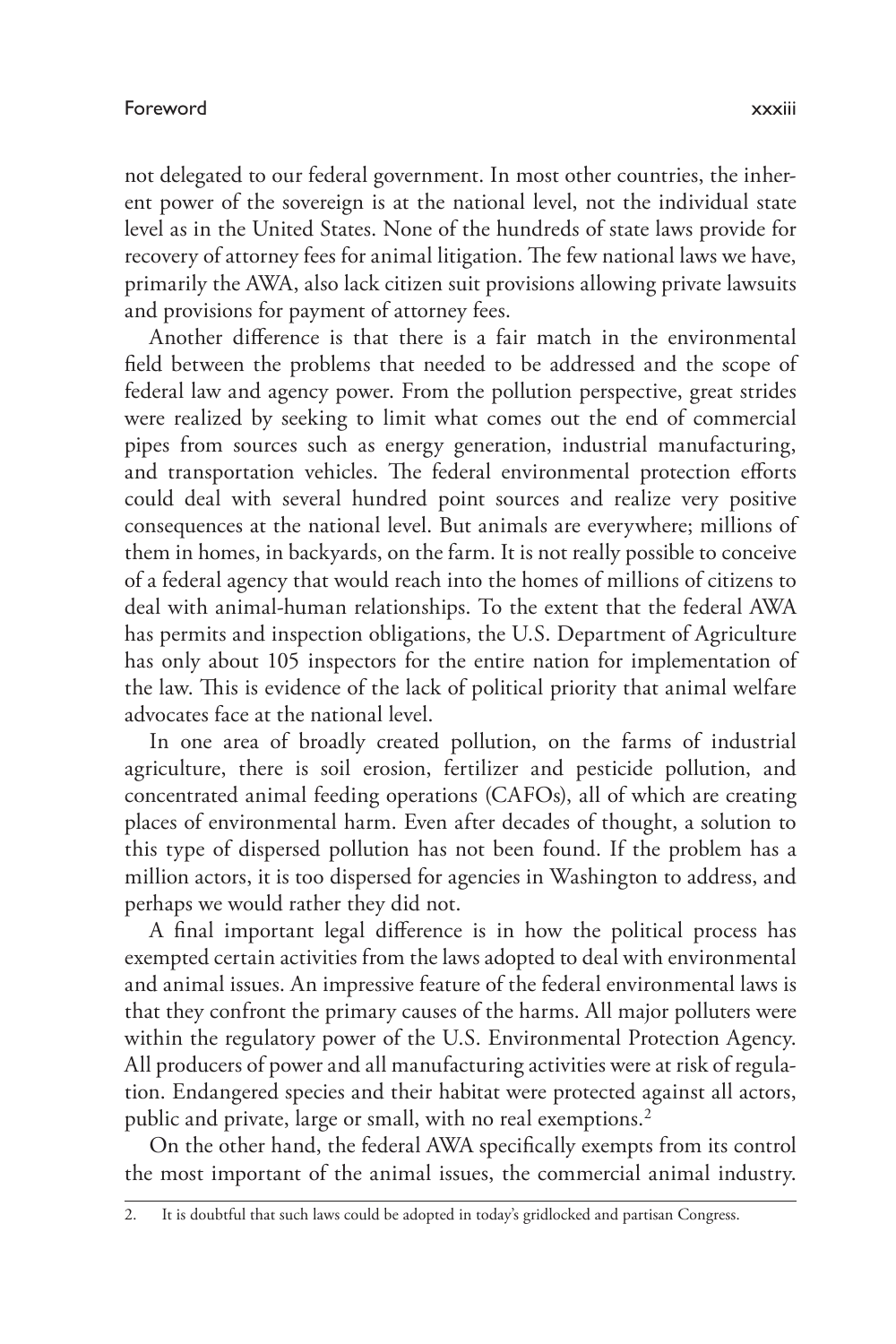not delegated to our federal government. In most other countries, the inherent power of the sovereign is at the national level, not the individual state level as in the United States. None of the hundreds of state laws provide for recovery of attorney fees for animal litigation. The few national laws we have, primarily the AWA, also lack citizen suit provisions allowing private lawsuits and provisions for payment of attorney fees.

Another difference is that there is a fair match in the environmental field between the problems that needed to be addressed and the scope of federal law and agency power. From the pollution perspective, great strides were realized by seeking to limit what comes out the end of commercial pipes from sources such as energy generation, industrial manufacturing, and transportation vehicles. The federal environmental protection efforts could deal with several hundred point sources and realize very positive consequences at the national level. But animals are everywhere; millions of them in homes, in backyards, on the farm. It is not really possible to conceive of a federal agency that would reach into the homes of millions of citizens to deal with animal-human relationships. To the extent that the federal AWA has permits and inspection obligations, the U.S. Department of Agriculture has only about 105 inspectors for the entire nation for implementation of the law. This is evidence of the lack of political priority that animal welfare advocates face at the national level.

In one area of broadly created pollution, on the farms of industrial agriculture, there is soil erosion, fertilizer and pesticide pollution, and concentrated animal feeding operations (CAFOs), all of which are creating places of environmental harm. Even after decades of thought, a solution to this type of dispersed pollution has not been found. If the problem has a million actors, it is too dispersed for agencies in Washington to address, and perhaps we would rather they did not.

A final important legal difference is in how the political process has exempted certain activities from the laws adopted to deal with environmental and animal issues. An impressive feature of the federal environmental laws is that they confront the primary causes of the harms. All major polluters were within the regulatory power of the U.S. Environmental Protection Agency. All producers of power and all manufacturing activities were at risk of regulation. Endangered species and their habitat were protected against all actors, public and private, large or small, with no real exemptions.[2]

On the other hand, the federal AWA specifically exempts from its control the most important of the animal issues, the commercial animal industry.

2. It is doubtful that such laws could be adopted in today's gridlocked and partisan Congress.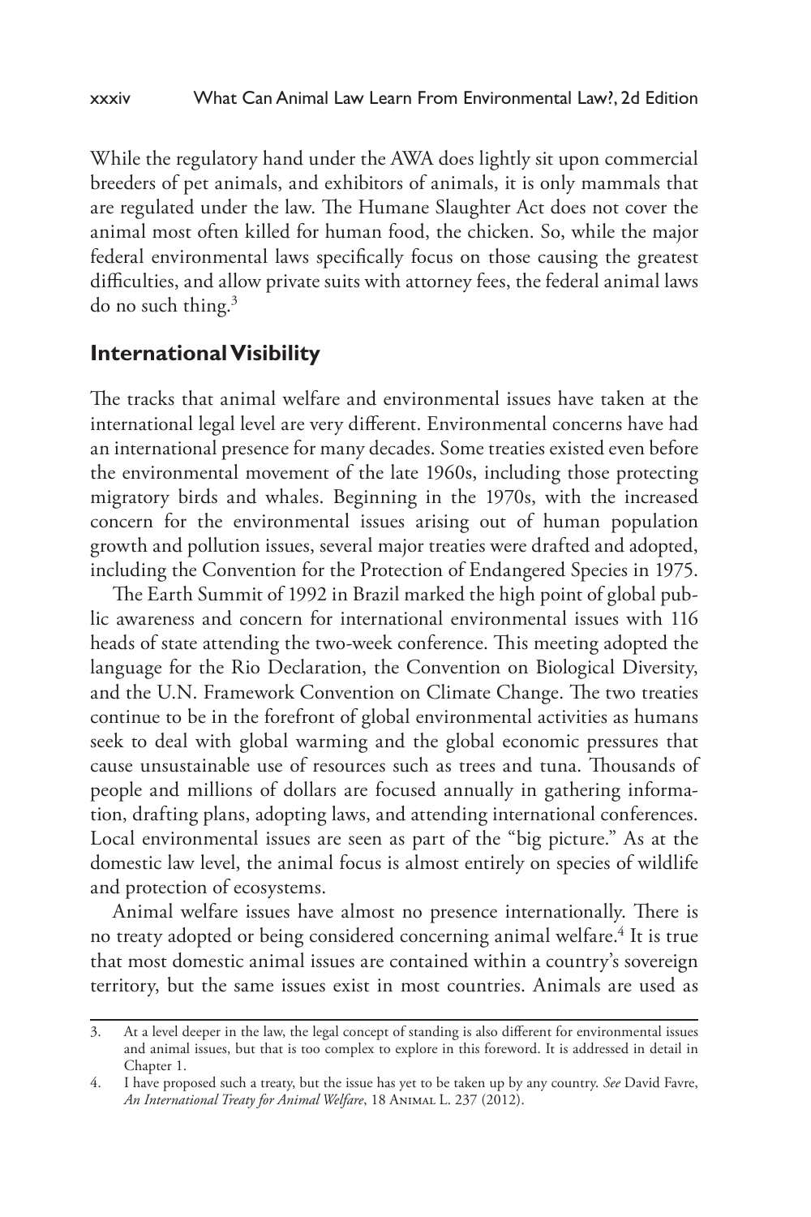While the regulatory hand under the AWA does lightly sit upon commercial breeders of pet animals, and exhibitors of animals, it is only mammals that are regulated under the law. The Humane Slaughter Act does not cover the animal most often killed for human food, the chicken. So, while the major federal environmental laws specifically focus on those causing the greatest difficulties, and allow private suits with attorney fees, the federal animal laws do no such thing.[3]

## International Visibility

The tracks that animal welfare and environmental issues have taken at the international legal level are very different. Environmental concerns have had an international presence for many decades. Some treaties existed even before the environmental movement of the late 1960s, including those protecting migratory birds and whales. Beginning in the 1970s, with the increased concern for the environmental issues arising out of human population growth and pollution issues, several major treaties were drafted and adopted, including the Convention for the Protection of Endangered Species in 1975.

The Earth Summit of 1992 in Brazil marked the high point of global public awareness and concern for international environmental issues with 116 heads of state attending the two-week conference. This meeting adopted the language for the Rio Declaration, the Convention on Biological Diversity, and the U.N. Framework Convention on Climate Change. The two treaties continue to be in the forefront of global environmental activities as humans seek to deal with global warming and the global economic pressures that cause unsustainable use of resources such as trees and tuna. Thousands of people and millions of dollars are focused annually in gathering information, drafting plans, adopting laws, and attending international conferences. Local environmental issues are seen as part of the "big picture." As at the domestic law level, the animal focus is almost entirely on species of wildlife and protection of ecosystems.

Animal welfare issues have almost no presence internationally. There is no treaty adopted or being considered concerning animal welfare.[4] It is true that most domestic animal issues are contained within a country's sovereign territory, but the same issues exist in most countries. Animals are used as

---

3. At a level deeper in the law, the legal concept of standing is also different for environmental issues and animal issues, but that is too complex to explore in this foreword. It is addressed in detail in Chapter 1.

4. I have proposed such a treaty, but the issue has yet to be taken up by any country. *See* David Favre, *An International Treaty for Animal Welfare*, 18 Animal L. 237 (2012).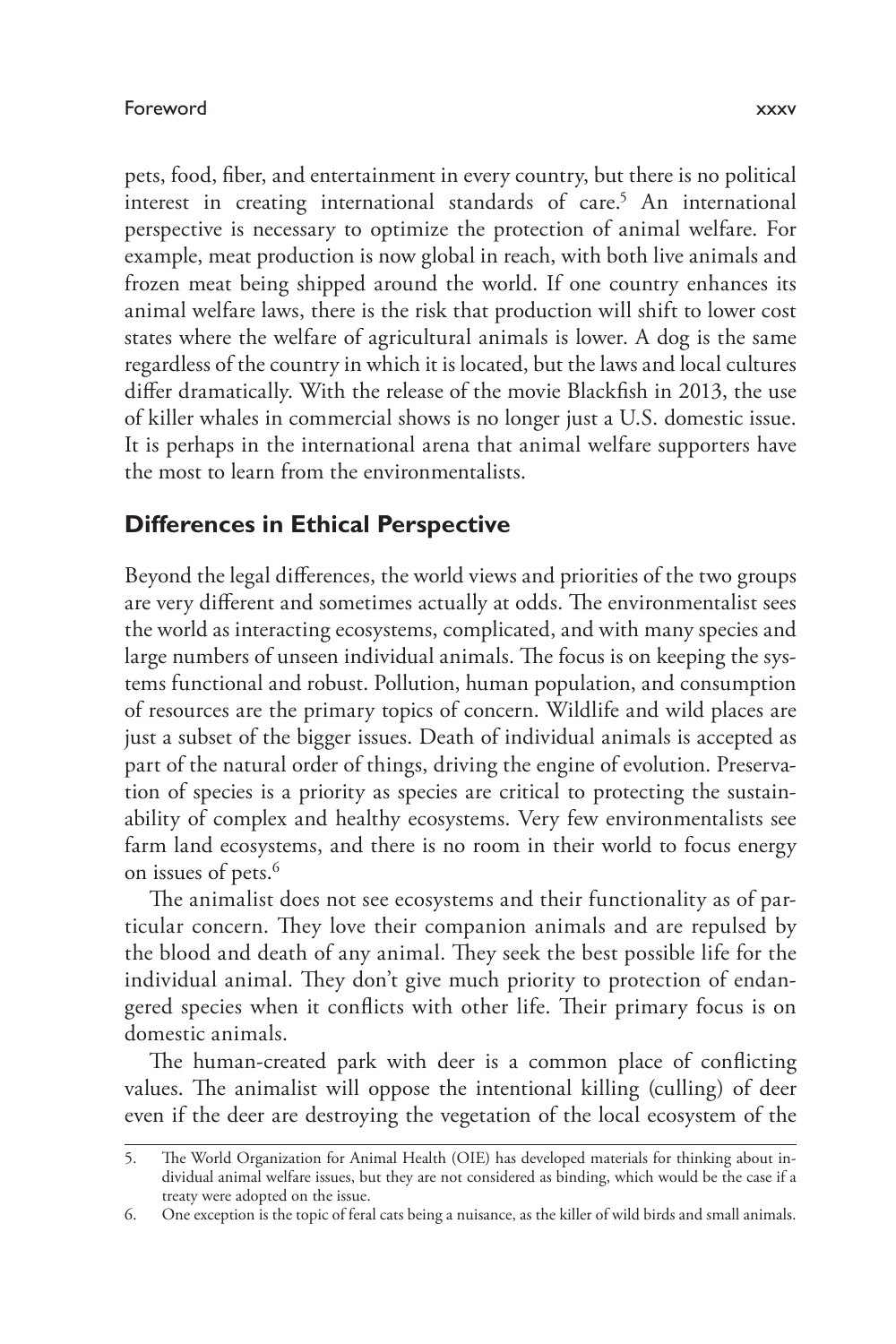pets, food, fiber, and entertainment in every country, but there is no political interest in creating international standards of care.[5] An international perspective is necessary to optimize the protection of animal welfare. For example, meat production is now global in reach, with both live animals and frozen meat being shipped around the world. If one country enhances its animal welfare laws, there is the risk that production will shift to lower cost states where the welfare of agricultural animals is lower. A dog is the same regardless of the country in which it is located, but the laws and local cultures differ dramatically. With the release of the movie Blackfish in 2013, the use of killer whales in commercial shows is no longer just a U.S. domestic issue. It is perhaps in the international arena that animal welfare supporters have the most to learn from the environmentalists.

## Differences in Ethical Perspective

Beyond the legal differences, the world views and priorities of the two groups are very different and sometimes actually at odds. The environmentalist sees the world as interacting ecosystems, complicated, and with many species and large numbers of unseen individual animals. The focus is on keeping the systems functional and robust. Pollution, human population, and consumption of resources are the primary topics of concern. Wildlife and wild places are just a subset of the bigger issues. Death of individual animals is accepted as part of the natural order of things, driving the engine of evolution. Preservation of species is a priority as species are critical to protecting the sustainability of complex and healthy ecosystems. Very few environmentalists see farm land ecosystems, and there is no room in their world to focus energy on issues of pets.[6]

The animalist does not see ecosystems and their functionality as of particular concern. They love their companion animals and are repulsed by the blood and death of any animal. They seek the best possible life for the individual animal. They don't give much priority to protection of endangered species when it conflicts with other life. Their primary focus is on domestic animals.

The human-created park with deer is a common place of conflicting values. The animalist will oppose the intentional killing (culling) of deer even if the deer are destroying the vegetation of the local ecosystem of the

---

5. The World Organization for Animal Health (OIE) has developed materials for thinking about individual animal welfare issues, but they are not considered as binding, which would be the case if a treaty were adopted on the issue.

6. One exception is the topic of feral cats being a nuisance, as the killer of wild birds and small animals.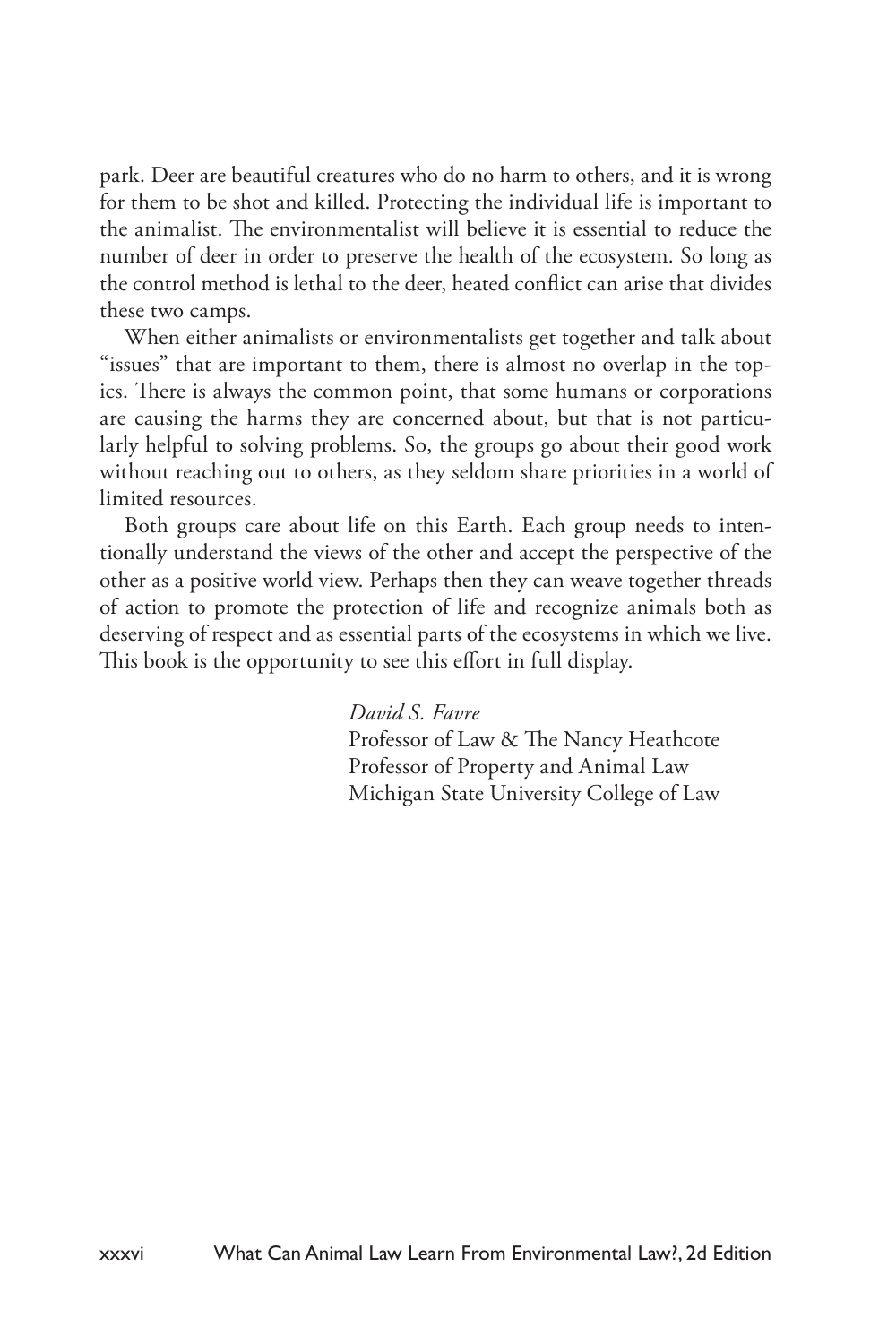park. Deer are beautiful creatures who do no harm to others, and it is wrong for them to be shot and killed. Protecting the individual life is important to the animalist. The environmentalist will believe it is essential to reduce the number of deer in order to preserve the health of the ecosystem. So long as the control method is lethal to the deer, heated conflict can arise that divides these two camps.

When either animalists or environmentalists get together and talk about "issues" that are important to them, there is almost no overlap in the topics. There is always the common point, that some humans or corporations are causing the harms they are concerned about, but that is not particularly helpful to solving problems. So, the groups go about their good work without reaching out to others, as they seldom share priorities in a world of limited resources.

Both groups care about life on this Earth. Each group needs to intentionally understand the views of the other and accept the perspective of the other as a positive world view. Perhaps then they can weave together threads of action to promote the protection of life and recognize animals both as deserving of respect and as essential parts of the ecosystems in which we live. This book is the opportunity to see this effort in full display.

*David S. Favre*
Professor of Law & The Nancy Heathcote
Professor of Property and Animal Law
Michigan State University College of Law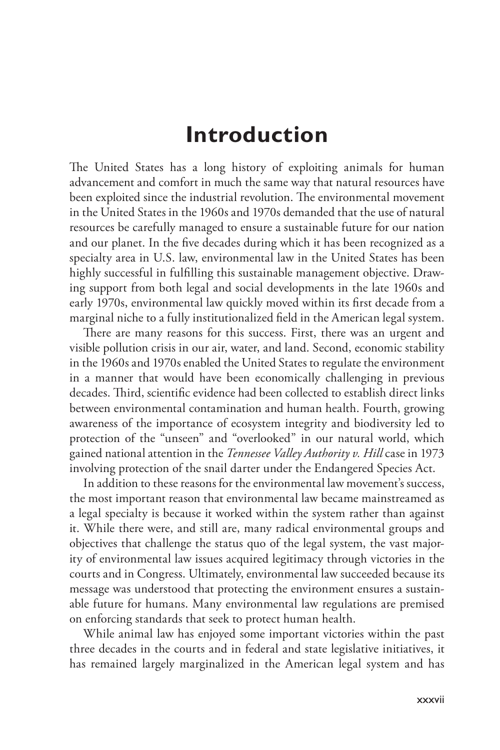# Introduction

The United States has a long history of exploiting animals for human advancement and comfort in much the same way that natural resources have been exploited since the industrial revolution. The environmental movement in the United States in the 1960s and 1970s demanded that the use of natural resources be carefully managed to ensure a sustainable future for our nation and our planet. In the five decades during which it has been recognized as a specialty area in U.S. law, environmental law in the United States has been highly successful in fulfilling this sustainable management objective. Drawing support from both legal and social developments in the late 1960s and early 1970s, environmental law quickly moved within its first decade from a marginal niche to a fully institutionalized field in the American legal system.

There are many reasons for this success. First, there was an urgent and visible pollution crisis in our air, water, and land. Second, economic stability in the 1960s and 1970s enabled the United States to regulate the environment in a manner that would have been economically challenging in previous decades. Third, scientific evidence had been collected to establish direct links between environmental contamination and human health. Fourth, growing awareness of the importance of ecosystem integrity and biodiversity led to protection of the "unseen" and "overlooked" in our natural world, which gained national attention in the *Tennessee Valley Authority v. Hill* case in 1973 involving protection of the snail darter under the Endangered Species Act.

In addition to these reasons for the environmental law movement's success, the most important reason that environmental law became mainstreamed as a legal specialty is because it worked within the system rather than against it. While there were, and still are, many radical environmental groups and objectives that challenge the status quo of the legal system, the vast majority of environmental law issues acquired legitimacy through victories in the courts and in Congress. Ultimately, environmental law succeeded because its message was understood that protecting the environment ensures a sustainable future for humans. Many environmental law regulations are premised on enforcing standards that seek to protect human health.

While animal law has enjoyed some important victories within the past three decades in the courts and in federal and state legislative initiatives, it has remained largely marginalized in the American legal system and has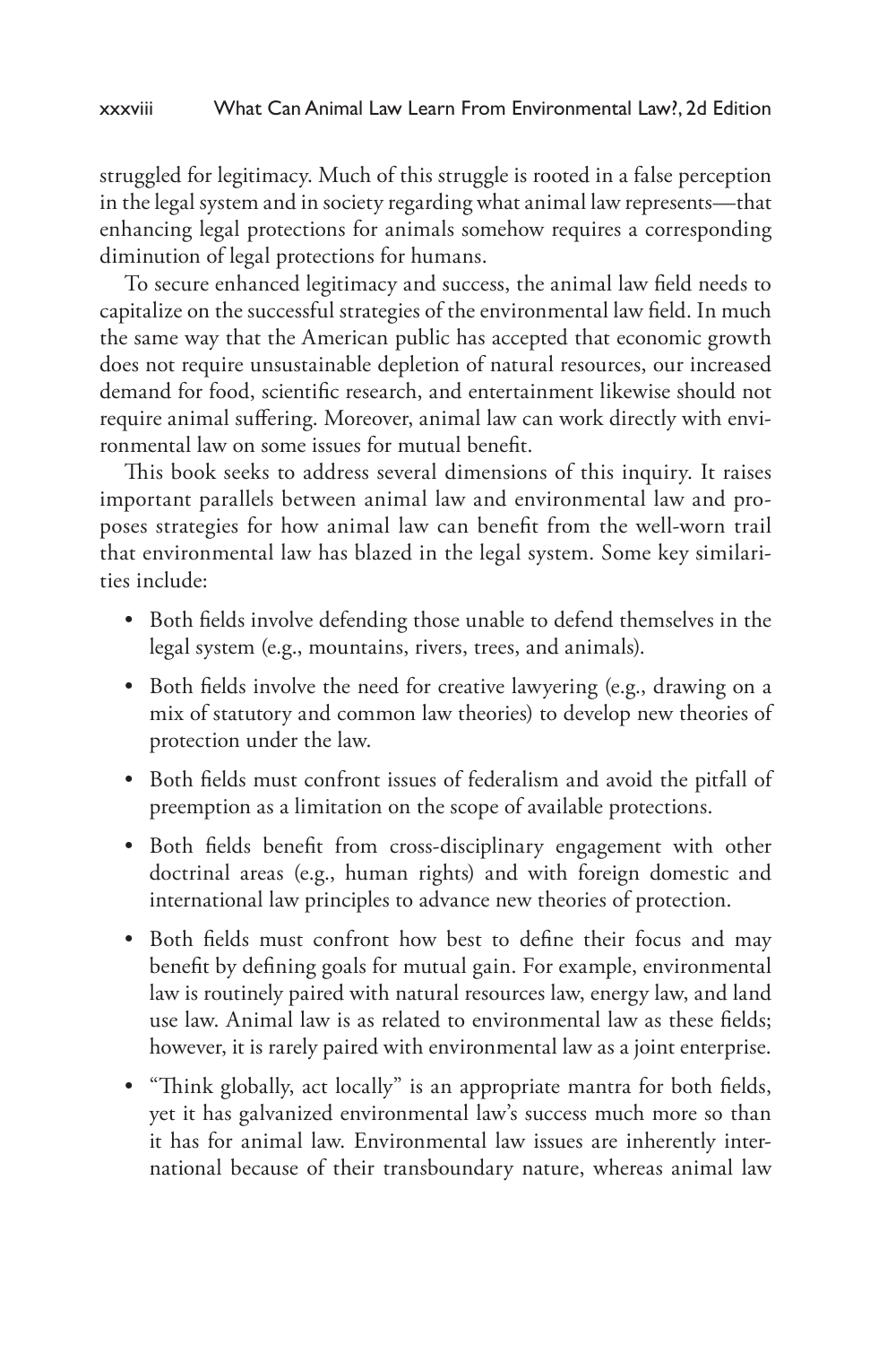struggled for legitimacy. Much of this struggle is rooted in a false perception in the legal system and in society regarding what animal law represents—that enhancing legal protections for animals somehow requires a corresponding diminution of legal protections for humans.

To secure enhanced legitimacy and success, the animal law field needs to capitalize on the successful strategies of the environmental law field. In much the same way that the American public has accepted that economic growth does not require unsustainable depletion of natural resources, our increased demand for food, scientific research, and entertainment likewise should not require animal suffering. Moreover, animal law can work directly with environmental law on some issues for mutual benefit.

This book seeks to address several dimensions of this inquiry. It raises important parallels between animal law and environmental law and proposes strategies for how animal law can benefit from the well-worn trail that environmental law has blazed in the legal system. Some key similarities include:

- Both fields involve defending those unable to defend themselves in the legal system (e.g., mountains, rivers, trees, and animals).
- Both fields involve the need for creative lawyering (e.g., drawing on a mix of statutory and common law theories) to develop new theories of protection under the law.
- Both fields must confront issues of federalism and avoid the pitfall of preemption as a limitation on the scope of available protections.
- Both fields benefit from cross-disciplinary engagement with other doctrinal areas (e.g., human rights) and with foreign domestic and international law principles to advance new theories of protection.
- Both fields must confront how best to define their focus and may benefit by defining goals for mutual gain. For example, environmental law is routinely paired with natural resources law, energy law, and land use law. Animal law is as related to environmental law as these fields; however, it is rarely paired with environmental law as a joint enterprise.
- "Think globally, act locally" is an appropriate mantra for both fields, yet it has galvanized environmental law's success much more so than it has for animal law. Environmental law issues are inherently international because of their transboundary nature, whereas animal law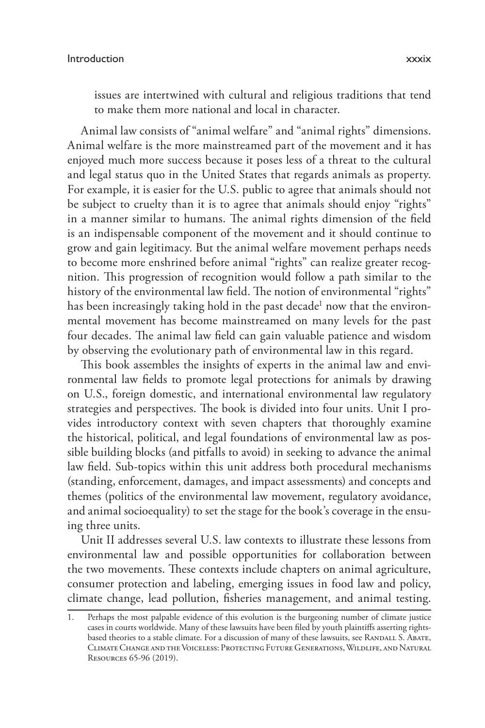issues are intertwined with cultural and religious traditions that tend to make them more national and local in character.

Animal law consists of "animal welfare" and "animal rights" dimensions. Animal welfare is the more mainstreamed part of the movement and it has enjoyed much more success because it poses less of a threat to the cultural and legal status quo in the United States that regards animals as property. For example, it is easier for the U.S. public to agree that animals should not be subject to cruelty than it is to agree that animals should enjoy "rights" in a manner similar to humans. The animal rights dimension of the field is an indispensable component of the movement and it should continue to grow and gain legitimacy. But the animal welfare movement perhaps needs to become more enshrined before animal "rights" can realize greater recognition. This progression of recognition would follow a path similar to the history of the environmental law field. The notion of environmental "rights" has been increasingly taking hold in the past decade[1] now that the environmental movement has become mainstreamed on many levels for the past four decades. The animal law field can gain valuable patience and wisdom by observing the evolutionary path of environmental law in this regard.

This book assembles the insights of experts in the animal law and environmental law fields to promote legal protections for animals by drawing on U.S., foreign domestic, and international environmental law regulatory strategies and perspectives. The book is divided into four units. Unit I provides introductory context with seven chapters that thoroughly examine the historical, political, and legal foundations of environmental law as possible building blocks (and pitfalls to avoid) in seeking to advance the animal law field. Sub-topics within this unit address both procedural mechanisms (standing, enforcement, damages, and impact assessments) and concepts and themes (politics of the environmental law movement, regulatory avoidance, and animal socioequality) to set the stage for the book's coverage in the ensuing three units.

Unit II addresses several U.S. law contexts to illustrate these lessons from environmental law and possible opportunities for collaboration between the two movements. These contexts include chapters on animal agriculture, consumer protection and labeling, emerging issues in food law and policy, climate change, lead pollution, fisheries management, and animal testing.

---

1. Perhaps the most palpable evidence of this evolution is the burgeoning number of climate justice cases in courts worldwide. Many of these lawsuits have been filed by youth plaintiffs asserting rights-based theories to a stable climate. For a discussion of many of these lawsuits, see Randall S. Abate, Climate Change and the Voiceless: Protecting Future Generations, Wildlife, and Natural Resources 65-96 (2019).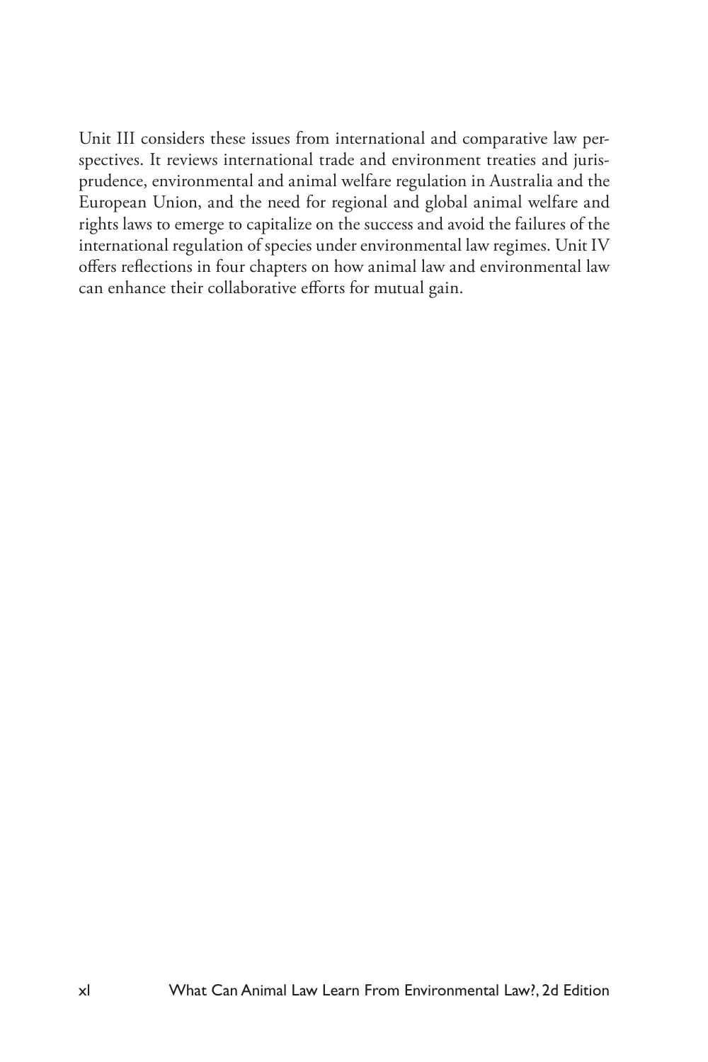Unit III considers these issues from international and comparative law perspectives. It reviews international trade and environment treaties and jurisprudence, environmental and animal welfare regulation in Australia and the European Union, and the need for regional and global animal welfare and rights laws to emerge to capitalize on the success and avoid the failures of the international regulation of species under environmental law regimes. Unit IV offers reflections in four chapters on how animal law and environmental law can enhance their collaborative efforts for mutual gain.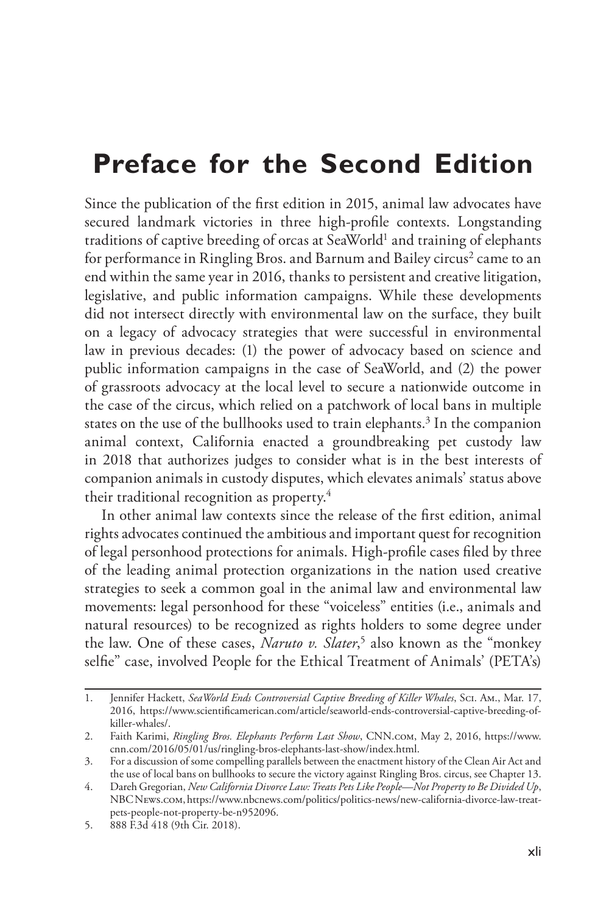# Preface for the Second Edition

Since the publication of the first edition in 2015, animal law advocates have secured landmark victories in three high-profile contexts. Longstanding traditions of captive breeding of orcas at SeaWorld[1] and training of elephants for performance in Ringling Bros. and Barnum and Bailey circus[2] came to an end within the same year in 2016, thanks to persistent and creative litigation, legislative, and public information campaigns. While these developments did not intersect directly with environmental law on the surface, they built on a legacy of advocacy strategies that were successful in environmental law in previous decades: (1) the power of advocacy based on science and public information campaigns in the case of SeaWorld, and (2) the power of grassroots advocacy at the local level to secure a nationwide outcome in the case of the circus, which relied on a patchwork of local bans in multiple states on the use of the bullhooks used to train elephants.[3] In the companion animal context, California enacted a groundbreaking pet custody law in 2018 that authorizes judges to consider what is in the best interests of companion animals in custody disputes, which elevates animals' status above their traditional recognition as property.[4]

In other animal law contexts since the release of the first edition, animal rights advocates continued the ambitious and important quest for recognition of legal personhood protections for animals. High-profile cases filed by three of the leading animal protection organizations in the nation used creative strategies to seek a common goal in the animal law and environmental law movements: legal personhood for these "voiceless" entities (i.e., animals and natural resources) to be recognized as rights holders to some degree under the law. One of these cases, *Naruto v. Slater*,[5] also known as the "monkey selfie" case, involved People for the Ethical Treatment of Animals' (PETA's)

---

1. Jennifer Hackett, *SeaWorld Ends Controversial Captive Breeding of Killer Whales*, Sci. Am., Mar. 17, 2016, https://www.scientificamerican.com/article/seaworld-ends-controversial-captive-breeding-of-killer-whales/.
2. Faith Karimi, *Ringling Bros. Elephants Perform Last Show*, CNN.com, May 2, 2016, https://www.cnn.com/2016/05/01/us/ringling-bros-elephants-last-show/index.html.
3. For a discussion of some compelling parallels between the enactment history of the Clean Air Act and the use of local bans on bullhooks to secure the victory against Ringling Bros. circus, see Chapter 13.
4. Dareh Gregorian, *New California Divorce Law: Treats Pets Like People—Not Property to Be Divided Up*, NBCNews.com, https://www.nbcnews.com/politics/politics-news/new-california-divorce-law-treat-pets-people-not-property-be-n952096.
5. 888 F.3d 418 (9th Cir. 2018).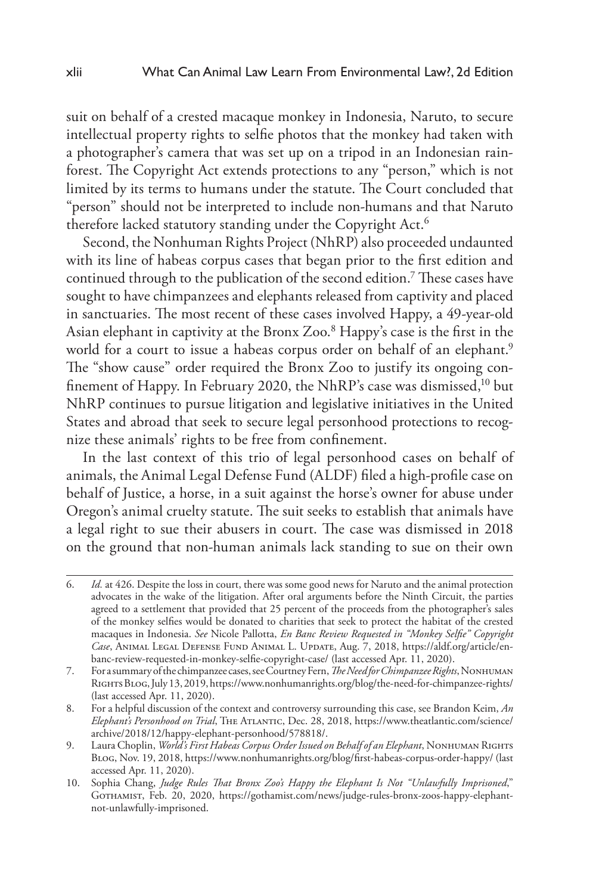suit on behalf of a crested macaque monkey in Indonesia, Naruto, to secure intellectual property rights to selfie photos that the monkey had taken with a photographer's camera that was set up on a tripod in an Indonesian rainforest. The Copyright Act extends protections to any "person," which is not limited by its terms to humans under the statute. The Court concluded that "person" should not be interpreted to include non-humans and that Naruto therefore lacked statutory standing under the Copyright Act.[6]

Second, the Nonhuman Rights Project (NhRP) also proceeded undaunted with its line of habeas corpus cases that began prior to the first edition and continued through to the publication of the second edition.[7] These cases have sought to have chimpanzees and elephants released from captivity and placed in sanctuaries. The most recent of these cases involved Happy, a 49-year-old Asian elephant in captivity at the Bronx Zoo.[8] Happy's case is the first in the world for a court to issue a habeas corpus order on behalf of an elephant.[9] The "show cause" order required the Bronx Zoo to justify its ongoing confinement of Happy. In February 2020, the NhRP's case was dismissed,[10] but NhRP continues to pursue litigation and legislative initiatives in the United States and abroad that seek to secure legal personhood protections to recognize these animals' rights to be free from confinement.

In the last context of this trio of legal personhood cases on behalf of animals, the Animal Legal Defense Fund (ALDF) filed a high-profile case on behalf of Justice, a horse, in a suit against the horse's owner for abuse under Oregon's animal cruelty statute. The suit seeks to establish that animals have a legal right to sue their abusers in court. The case was dismissed in 2018 on the ground that non-human animals lack standing to sue on their own

---

6. *Id.* at 426. Despite the loss in court, there was some good news for Naruto and the animal protection advocates in the wake of the litigation. After oral arguments before the Ninth Circuit, the parties agreed to a settlement that provided that 25 percent of the proceeds from the photographer's sales of the monkey selfies would be donated to charities that seek to protect the habitat of the crested macaques in Indonesia. *See* Nicole Pallotta, *En Banc Review Requested in "Monkey Selfie" Copyright Case*, Animal Legal Defense Fund Animal L. Update, Aug. 7, 2018, https://aldf.org/article/en-banc-review-requested-in-monkey-selfie-copyright-case/ (last accessed Apr. 11, 2020).
7. For a summary of the chimpanzee cases, see Courtney Fern, *The Need for Chimpanzee Rights*, Nonhuman Rights Blog, July 13, 2019, https://www.nonhumanrights.org/blog/the-need-for-chimpanzee-rights/ (last accessed Apr. 11, 2020).
8. For a helpful discussion of the context and controversy surrounding this case, see Brandon Keim, *An Elephant's Personhood on Trial*, The Atlantic, Dec. 28, 2018, https://www.theatlantic.com/science/archive/2018/12/happy-elephant-personhood/578818/.
9. Laura Choplin, *World's First Habeas Corpus Order Issued on Behalf of an Elephant*, Nonhuman Rights Blog, Nov. 19, 2018, https://www.nonhumanrights.org/blog/first-habeas-corpus-order-happy/ (last accessed Apr. 11, 2020).
10. Sophia Chang, *Judge Rules That Bronx Zoo's Happy the Elephant Is Not "Unlawfully Imprisoned*," Gothamist, Feb. 20, 2020, https://gothamist.com/news/judge-rules-bronx-zoos-happy-elephant-not-unlawfully-imprisoned.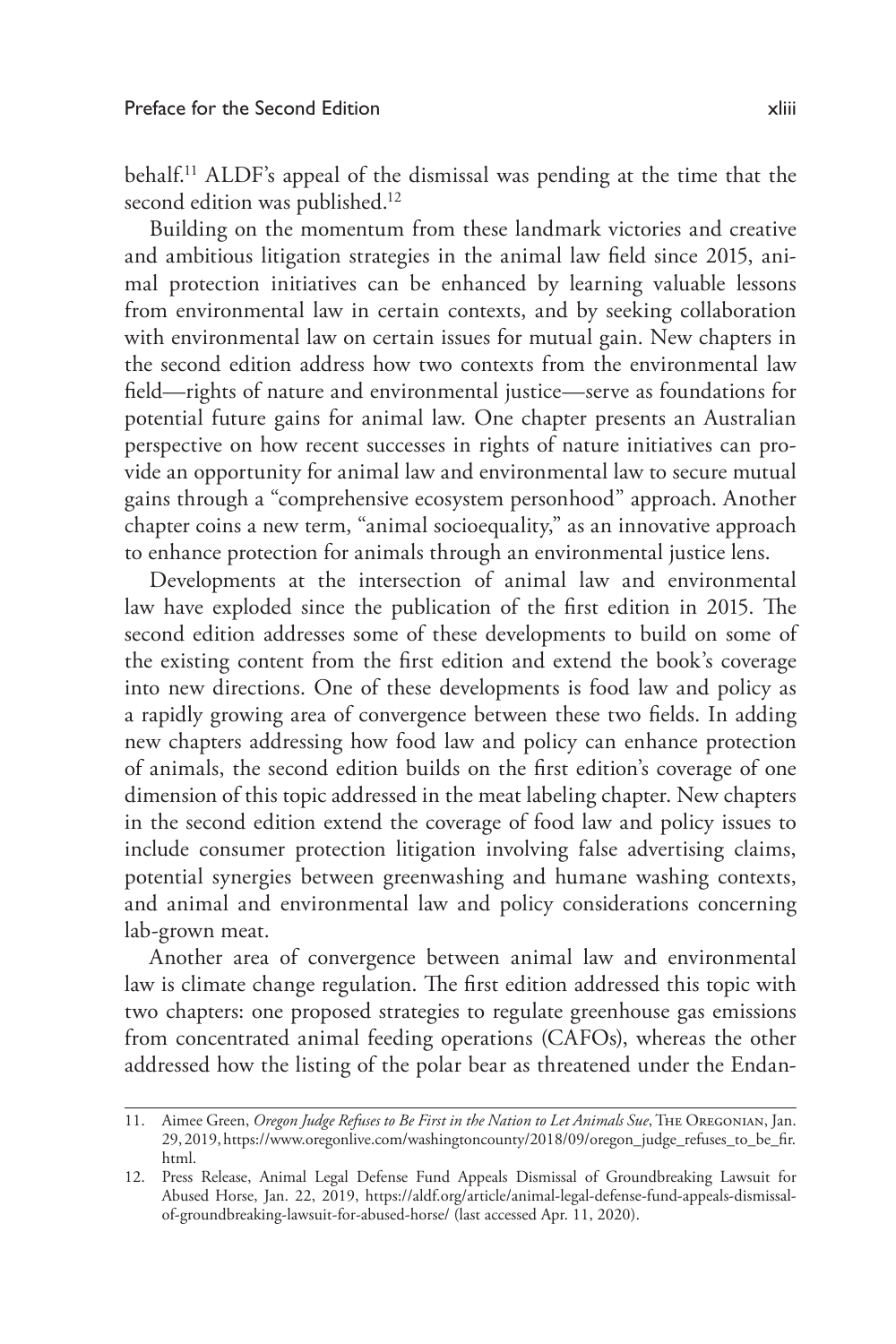behalf.[11] ALDF's appeal of the dismissal was pending at the time that the second edition was published.[12]

Building on the momentum from these landmark victories and creative and ambitious litigation strategies in the animal law field since 2015, animal protection initiatives can be enhanced by learning valuable lessons from environmental law in certain contexts, and by seeking collaboration with environmental law on certain issues for mutual gain. New chapters in the second edition address how two contexts from the environmental law field—rights of nature and environmental justice—serve as foundations for potential future gains for animal law. One chapter presents an Australian perspective on how recent successes in rights of nature initiatives can provide an opportunity for animal law and environmental law to secure mutual gains through a "comprehensive ecosystem personhood" approach. Another chapter coins a new term, "animal socioequality," as an innovative approach to enhance protection for animals through an environmental justice lens.

Developments at the intersection of animal law and environmental law have exploded since the publication of the first edition in 2015. The second edition addresses some of these developments to build on some of the existing content from the first edition and extend the book's coverage into new directions. One of these developments is food law and policy as a rapidly growing area of convergence between these two fields. In adding new chapters addressing how food law and policy can enhance protection of animals, the second edition builds on the first edition's coverage of one dimension of this topic addressed in the meat labeling chapter. New chapters in the second edition extend the coverage of food law and policy issues to include consumer protection litigation involving false advertising claims, potential synergies between greenwashing and humane washing contexts, and animal and environmental law and policy considerations concerning lab-grown meat.

Another area of convergence between animal law and environmental law is climate change regulation. The first edition addressed this topic with two chapters: one proposed strategies to regulate greenhouse gas emissions from concentrated animal feeding operations (CAFOs), whereas the other addressed how the listing of the polar bear as threatened under the Endan-

---

11. Aimee Green, *Oregon Judge Refuses to Be First in the Nation to Let Animals Sue*, The Oregonian, Jan. 29, 2019, https://www.oregonlive.com/washingtoncounty/2018/09/oregon_judge_refuses_to_be_fir.html.

12. Press Release, Animal Legal Defense Fund Appeals Dismissal of Groundbreaking Lawsuit for Abused Horse, Jan. 22, 2019, https://aldf.org/article/animal-legal-defense-fund-appeals-dismissal-of-groundbreaking-lawsuit-for-abused-horse/ (last accessed Apr. 11, 2020).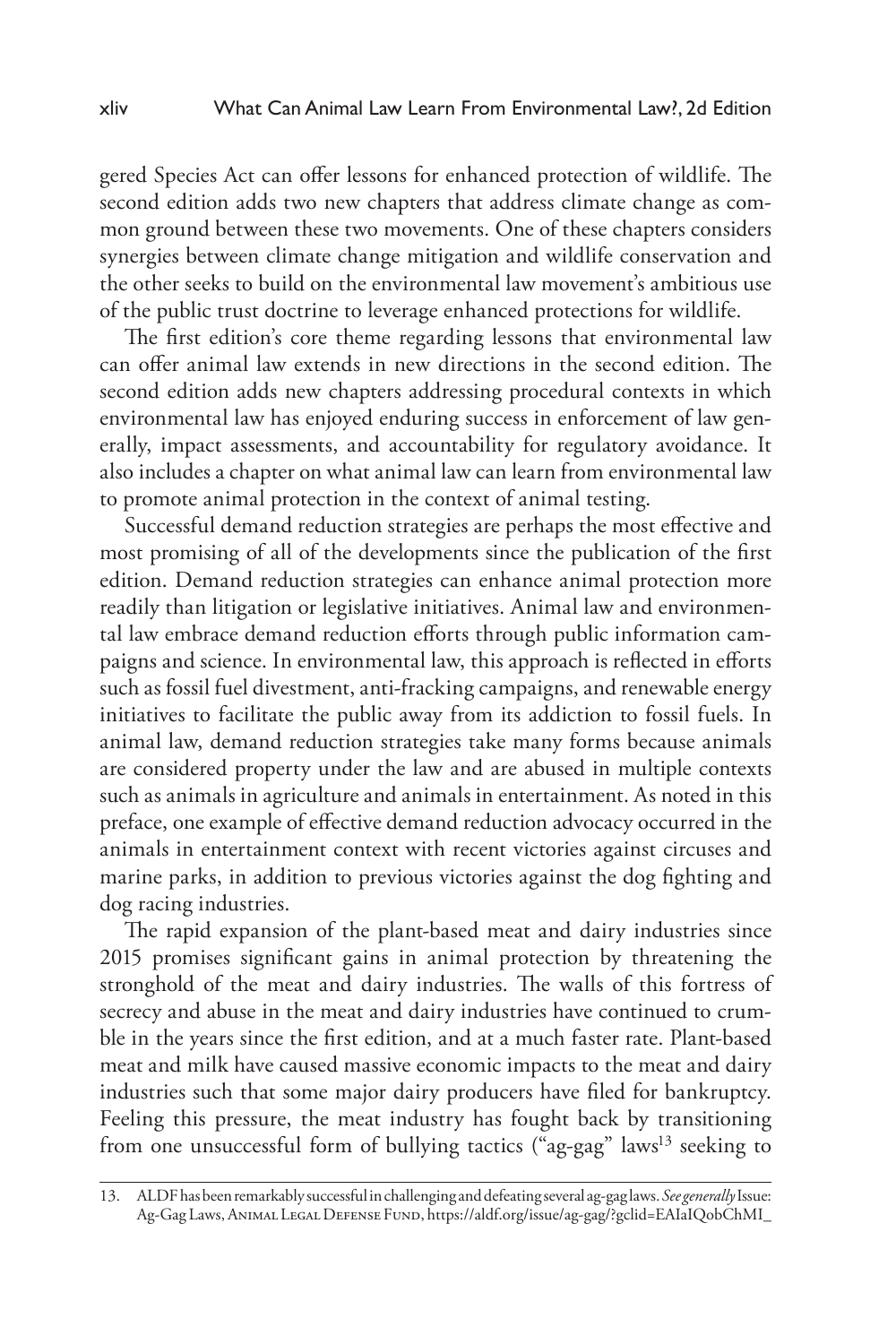gered Species Act can offer lessons for enhanced protection of wildlife. The second edition adds two new chapters that address climate change as common ground between these two movements. One of these chapters considers synergies between climate change mitigation and wildlife conservation and the other seeks to build on the environmental law movement's ambitious use of the public trust doctrine to leverage enhanced protections for wildlife.

The first edition's core theme regarding lessons that environmental law can offer animal law extends in new directions in the second edition. The second edition adds new chapters addressing procedural contexts in which environmental law has enjoyed enduring success in enforcement of law generally, impact assessments, and accountability for regulatory avoidance. It also includes a chapter on what animal law can learn from environmental law to promote animal protection in the context of animal testing.

Successful demand reduction strategies are perhaps the most effective and most promising of all of the developments since the publication of the first edition. Demand reduction strategies can enhance animal protection more readily than litigation or legislative initiatives. Animal law and environmental law embrace demand reduction efforts through public information campaigns and science. In environmental law, this approach is reflected in efforts such as fossil fuel divestment, anti-fracking campaigns, and renewable energy initiatives to facilitate the public away from its addiction to fossil fuels. In animal law, demand reduction strategies take many forms because animals are considered property under the law and are abused in multiple contexts such as animals in agriculture and animals in entertainment. As noted in this preface, one example of effective demand reduction advocacy occurred in the animals in entertainment context with recent victories against circuses and marine parks, in addition to previous victories against the dog fighting and dog racing industries.

The rapid expansion of the plant-based meat and dairy industries since 2015 promises significant gains in animal protection by threatening the stronghold of the meat and dairy industries. The walls of this fortress of secrecy and abuse in the meat and dairy industries have continued to crumble in the years since the first edition, and at a much faster rate. Plant-based meat and milk have caused massive economic impacts to the meat and dairy industries such that some major dairy producers have filed for bankruptcy. Feeling this pressure, the meat industry has fought back by transitioning from one unsuccessful form of bullying tactics ("ag-gag" laws[13] seeking to

---

13. ALDF has been remarkably successful in challenging and defeating several ag-gag laws. *See generally* Issue: Ag-Gag Laws, Animal Legal Defense Fund, https://aldf.org/issue/ag-gag/?gclid=EAIaIQobChMI_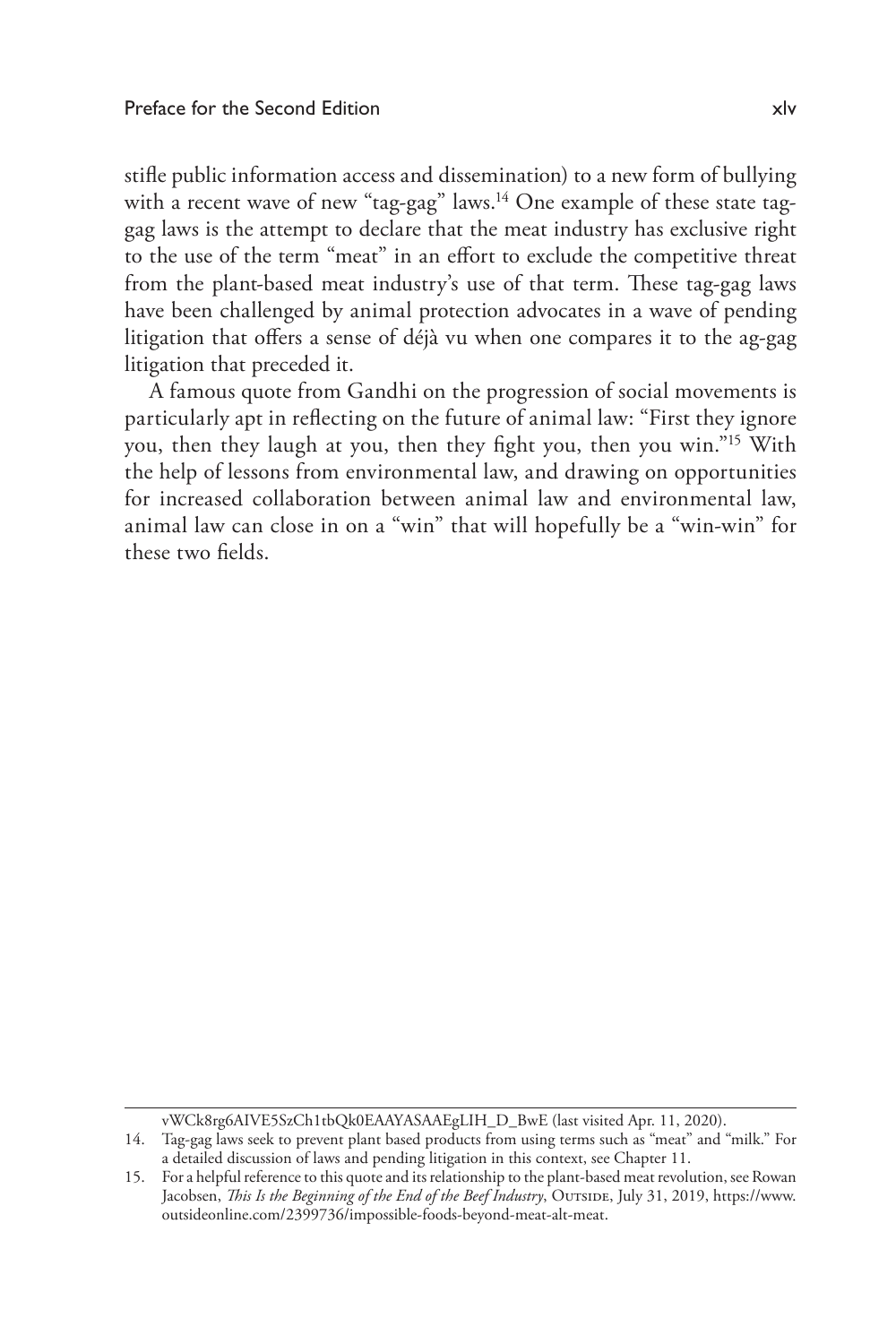stifle public information access and dissemination) to a new form of bullying with a recent wave of new "tag-gag" laws.[14] One example of these state tag-gag laws is the attempt to declare that the meat industry has exclusive right to the use of the term "meat" in an effort to exclude the competitive threat from the plant-based meat industry's use of that term. These tag-gag laws have been challenged by animal protection advocates in a wave of pending litigation that offers a sense of déjà vu when one compares it to the ag-gag litigation that preceded it.

A famous quote from Gandhi on the progression of social movements is particularly apt in reflecting on the future of animal law: "First they ignore you, then they laugh at you, then they fight you, then you win."[15] With the help of lessons from environmental law, and drawing on opportunities for increased collaboration between animal law and environmental law, animal law can close in on a "win" that will hopefully be a "win-win" for these two fields.

---

vWCk8rg6AIVE5SzCh1tbQk0EAAYASAAEgLIH_D_BwE (last visited Apr. 11, 2020).

14. Tag-gag laws seek to prevent plant based products from using terms such as "meat" and "milk." For a detailed discussion of laws and pending litigation in this context, see Chapter 11.

15. For a helpful reference to this quote and its relationship to the plant-based meat revolution, see Rowan Jacobsen, *This Is the Beginning of the End of the Beef Industry*, Outside, July 31, 2019, https://www.outsideonline.com/2399736/impossible-foods-beyond-meat-alt-meat.